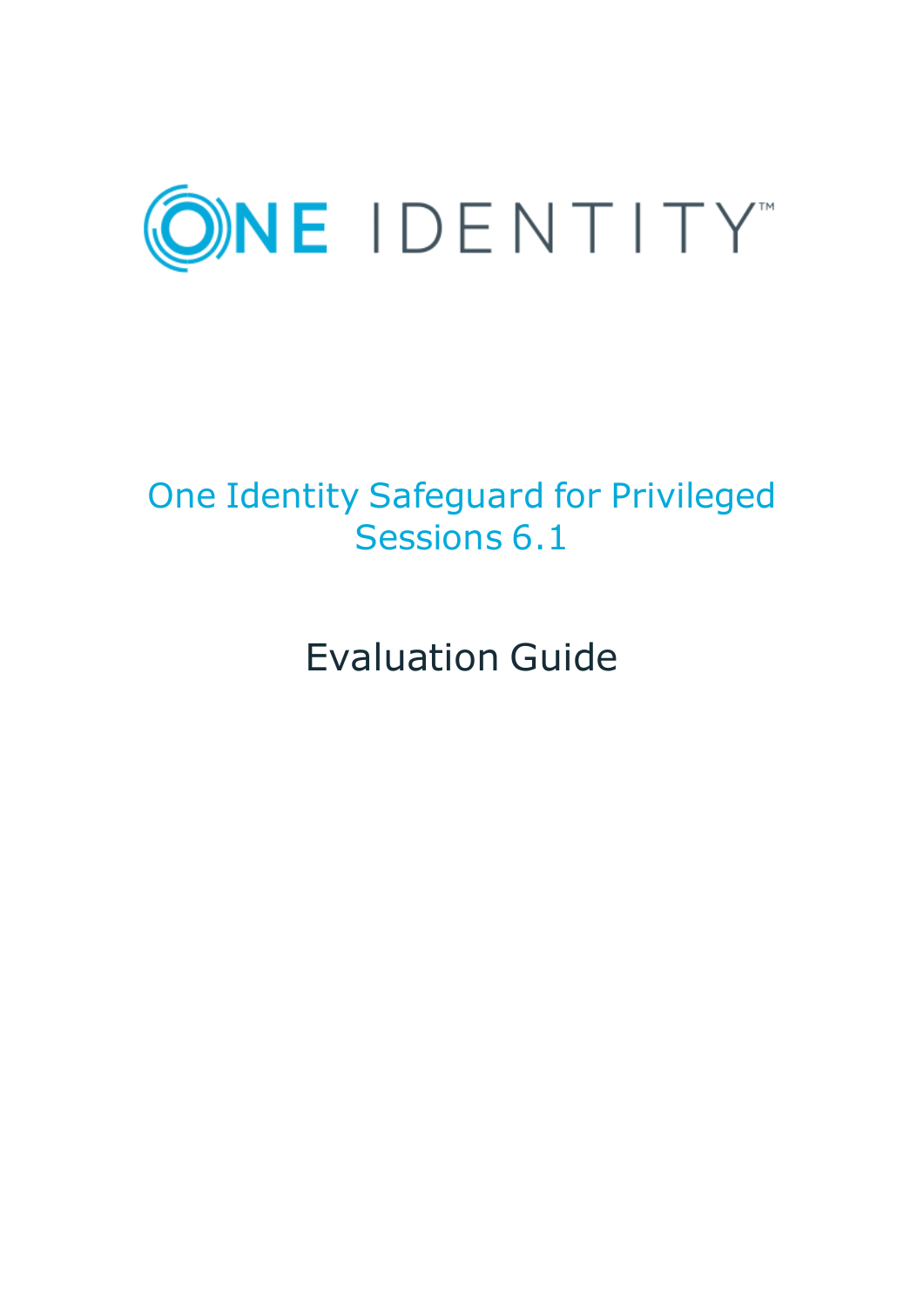ONE IDENTITY

# One Identity Safeguard for Privileged Sessions 6.1

## Evaluation Guide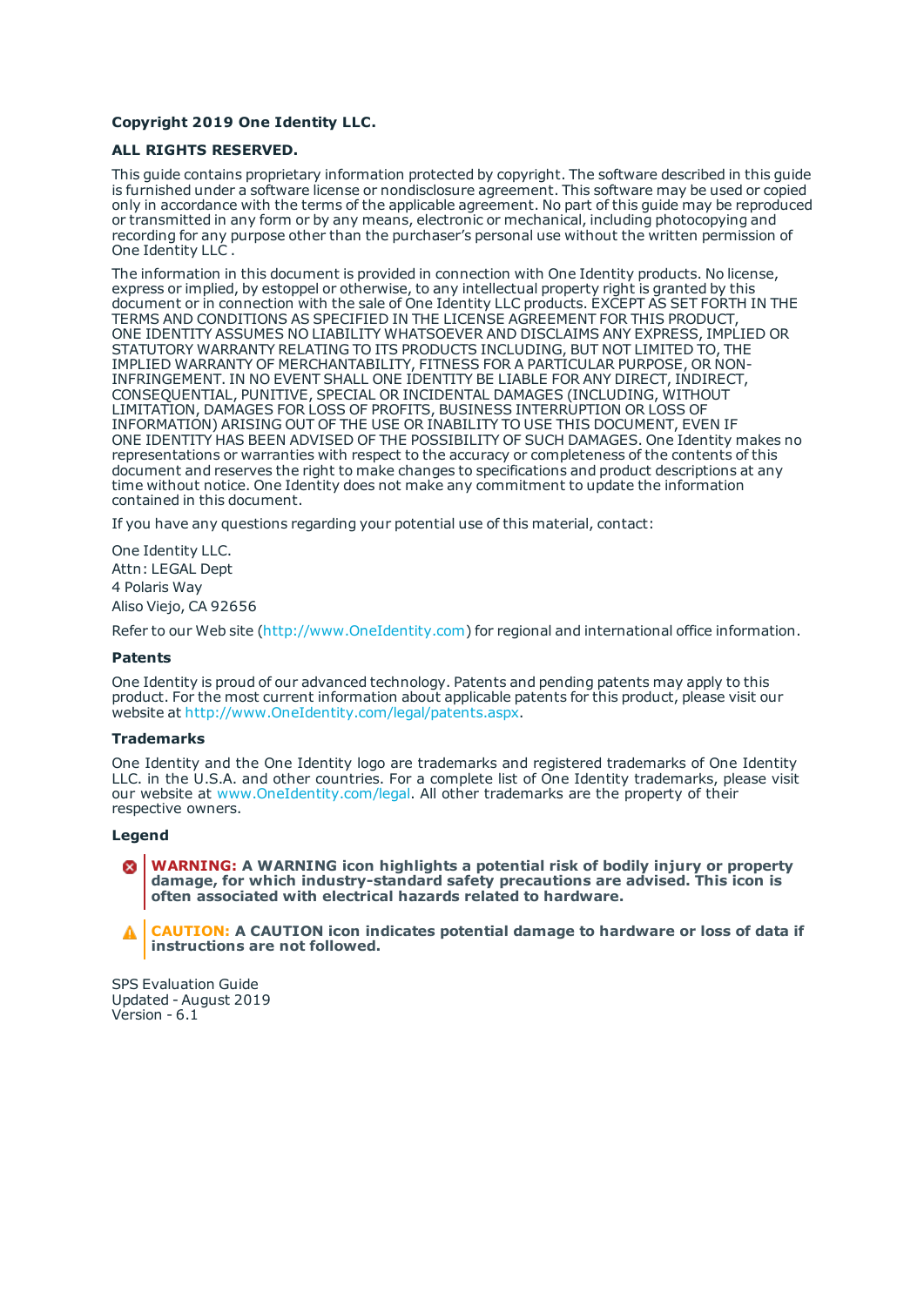**Copyright 2019 One Identity LLC.**

**ALL RIGHTS RESERVED.**

This guide contains proprietary information protected by copyright. The software described in this guide is furnished under a software license or nondisclosure agreement. This software may be used or copied only in accordance with the terms of the applicable agreement. No part of this guide may be reproduced or transmitted in any form or by any means, electronic or mechanical, including photocopying and recording for any purpose other than the purchaser's personal use without the written permission of One Identity LLC .

The information in this document is provided in connection with One Identity products. No license, express or implied, by estoppel or otherwise, to any intellectual property right is granted by this document or in connection with the sale of One Identity LLC products. EXCEPT AS SET FORTH IN THE TERMS AND CONDITIONS AS SPECIFIED IN THE LICENSE AGREEMENT FOR THIS PRODUCT, ONE IDENTITY ASSUMES NO LIABILITY WHATSOEVER AND DISCLAIMS ANY EXPRESS, IMPLIED OR STATUTORY WARRANTY RELATING TO ITS PRODUCTS INCLUDING, BUT NOT LIMITED TO, THE IMPLIED WARRANTY OF MERCHANTABILITY, FITNESS FOR A PARTICULAR PURPOSE, OR NON-INFRINGEMENT. IN NO EVENT SHALL ONE IDENTITY BE LIABLE FOR ANY DIRECT, INDIRECT, CONSEQUENTIAL, PUNITIVE, SPECIAL OR INCIDENTAL DAMAGES (INCLUDING, WITHOUT LIMITATION, DAMAGES FOR LOSS OF PROFITS, BUSINESS INTERRUPTION OR LOSS OF INFORMATION) ARISING OUT OF THE USE OR INABILITY TO USE THIS DOCUMENT, EVEN IF ONE IDENTITY HAS BEEN ADVISED OF THE POSSIBILITY OF SUCH DAMAGES. One Identity makes no representations or warranties with respect to the accuracy or completeness of the contents of this document and reserves the right to make changes to specifications and product descriptions at any time without notice. One Identity does not make any commitment to update the information contained in this document.

If you have any questions regarding your potential use of this material, contact:

One Identity LLC.
Attn: LEGAL Dept
4 Polaris Way
Aliso Viejo, CA 92656

Refer to our Web site (http://www.OneIdentity.com) for regional and international office information.

### Patents

One Identity is proud of our advanced technology. Patents and pending patents may apply to this product. For the most current information about applicable patents for this product, please visit our website at http://www.OneIdentity.com/legal/patents.aspx.

### Trademarks

One Identity and the One Identity logo are trademarks and registered trademarks of One Identity LLC. in the U.S.A. and other countries. For a complete list of One Identity trademarks, please visit our website at www.OneIdentity.com/legal. All other trademarks are the property of their respective owners.

### Legend

**WARNING: A WARNING icon highlights a potential risk of bodily injury or property damage, for which industry-standard safety precautions are advised. This icon is often associated with electrical hazards related to hardware.**

**CAUTION: A CAUTION icon indicates potential damage to hardware or loss of data if instructions are not followed.**

SPS Evaluation Guide
Updated - August 2019
Version - 6.1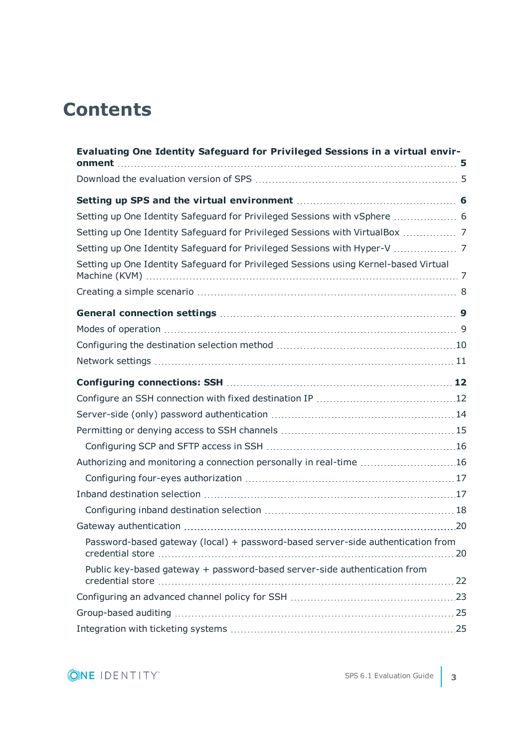# Contents

**Evaluating One Identity Safeguard for Privileged Sessions in a virtual environment 5**

Download the evaluation version of SPS 5

**Setting up SPS and the virtual environment 6**

Setting up One Identity Safeguard for Privileged Sessions with vSphere 6

Setting up One Identity Safeguard for Privileged Sessions with VirtualBox 7

Setting up One Identity Safeguard for Privileged Sessions with Hyper-V 7

Setting up One Identity Safeguard for Privileged Sessions using Kernel-based Virtual Machine (KVM) 7

Creating a simple scenario 8

**General connection settings 9**

Modes of operation 9

Configuring the destination selection method 10

Network settings 11

**Configuring connections: SSH 12**

Configure an SSH connection with fixed destination IP 12

Server-side (only) password authentication 14

Permitting or denying access to SSH channels 15

- Configuring SCP and SFTP access in SSH 16

Authorizing and monitoring a connection personally in real-time 16

- Configuring four-eyes authorization 17

Inband destination selection 17

- Configuring inband destination selection 18

Gateway authentication 20

- Password-based gateway (local) + password-based server-side authentication from credential store 20
- Public key-based gateway + password-based server-side authentication from credential store 22

Configuring an advanced channel policy for SSH 23

Group-based auditing 25

Integration with ticketing systems 25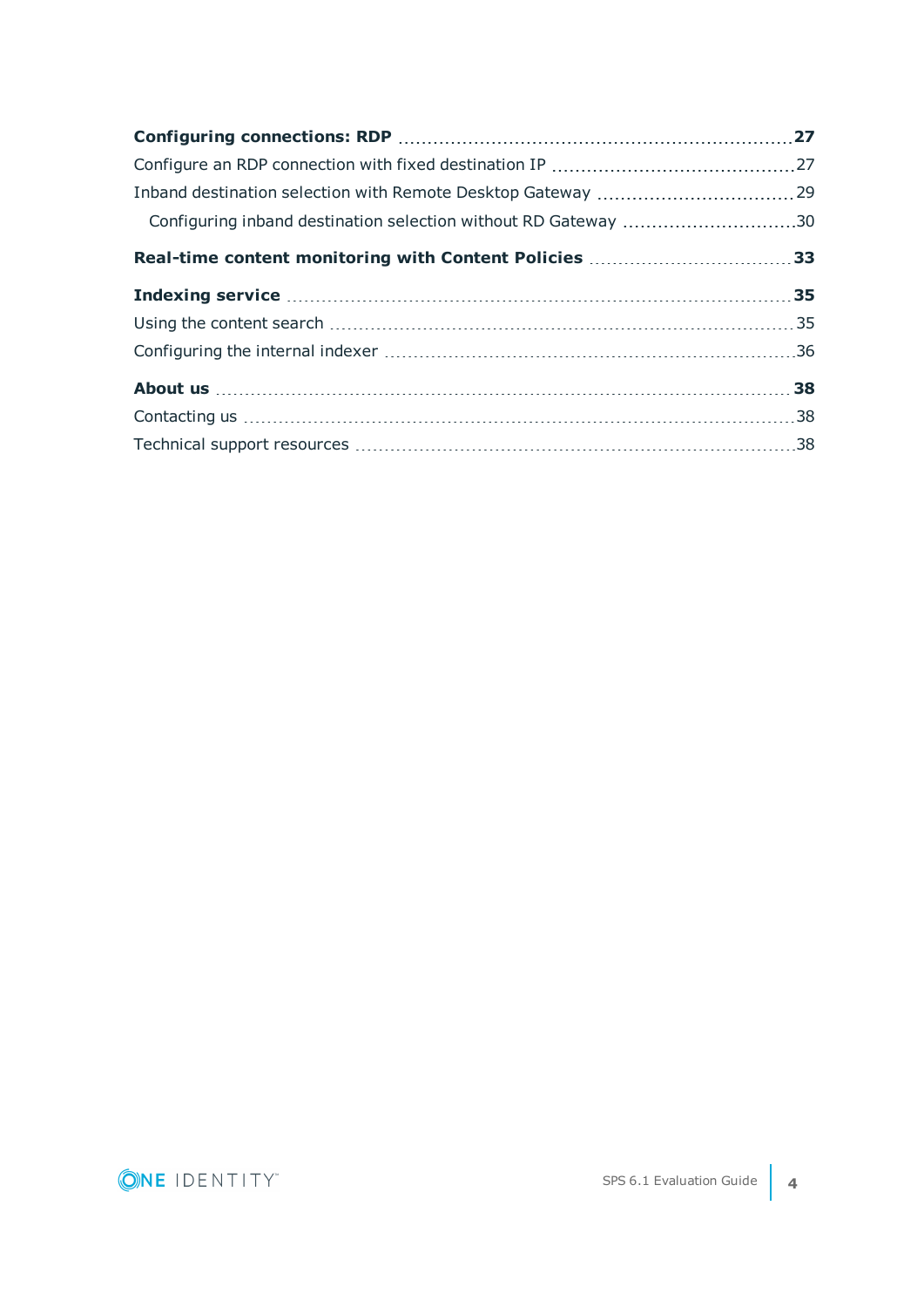**Configuring connections: RDP** ..... **27**

Configure an RDP connection with fixed destination IP ..... 27

Inband destination selection with Remote Desktop Gateway ..... 29

  Configuring inband destination selection without RD Gateway ..... 30

**Real-time content monitoring with Content Policies** ..... **33**

**Indexing service** ..... **35**

Using the content search ..... 35

Configuring the internal indexer ..... 36

**About us** ..... **38**

Contacting us ..... 38

Technical support resources ..... 38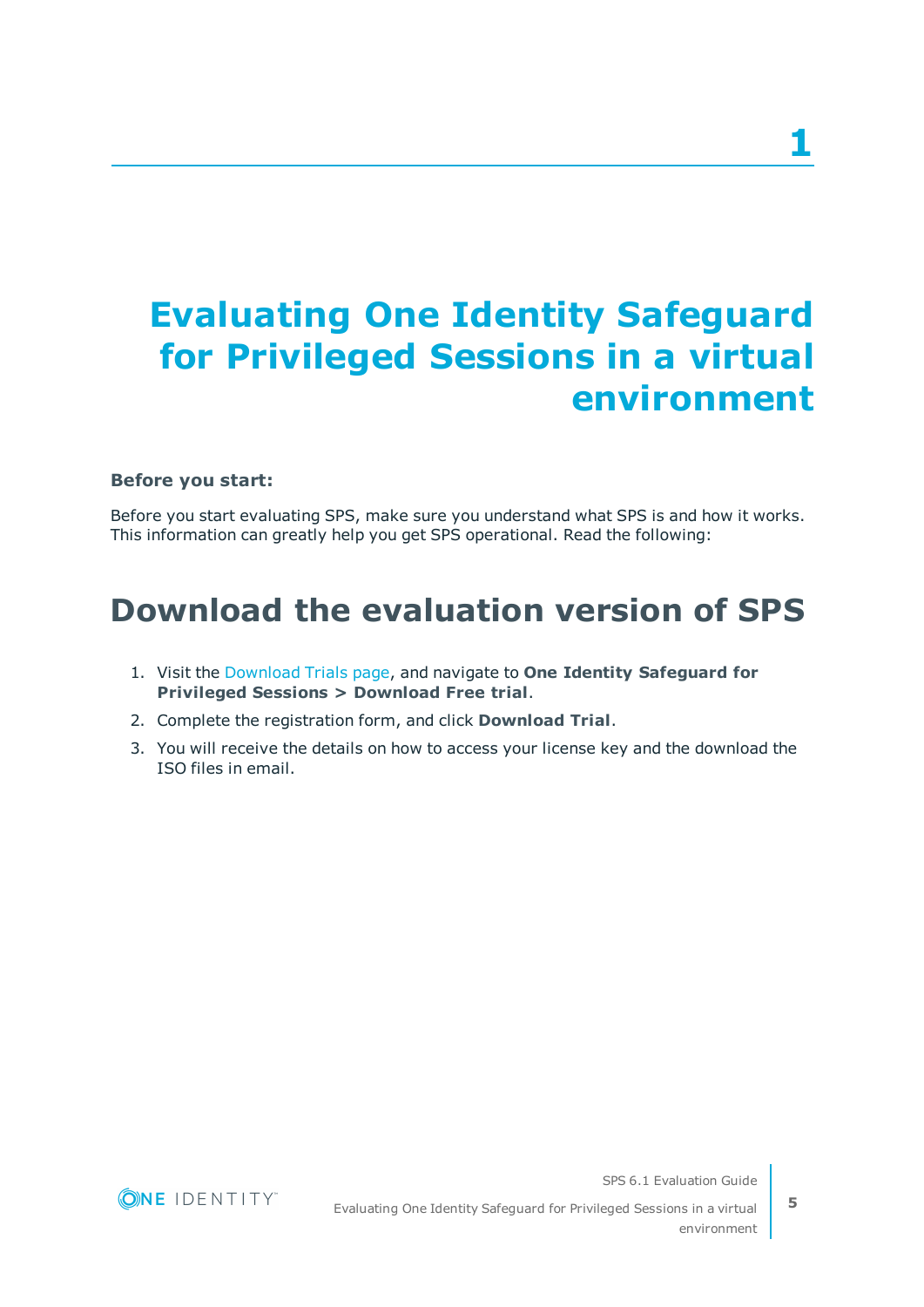# 1

# Evaluating One Identity Safeguard for Privileged Sessions in a virtual environment

**Before you start:**

Before you start evaluating SPS, make sure you understand what SPS is and how it works. This information can greatly help you get SPS operational. Read the following:

## Download the evaluation version of SPS

1. Visit the Download Trials page, and navigate to **One Identity Safeguard for Privileged Sessions > Download Free trial**.
2. Complete the registration form, and click **Download Trial**.
3. You will receive the details on how to access your license key and the download the ISO files in email.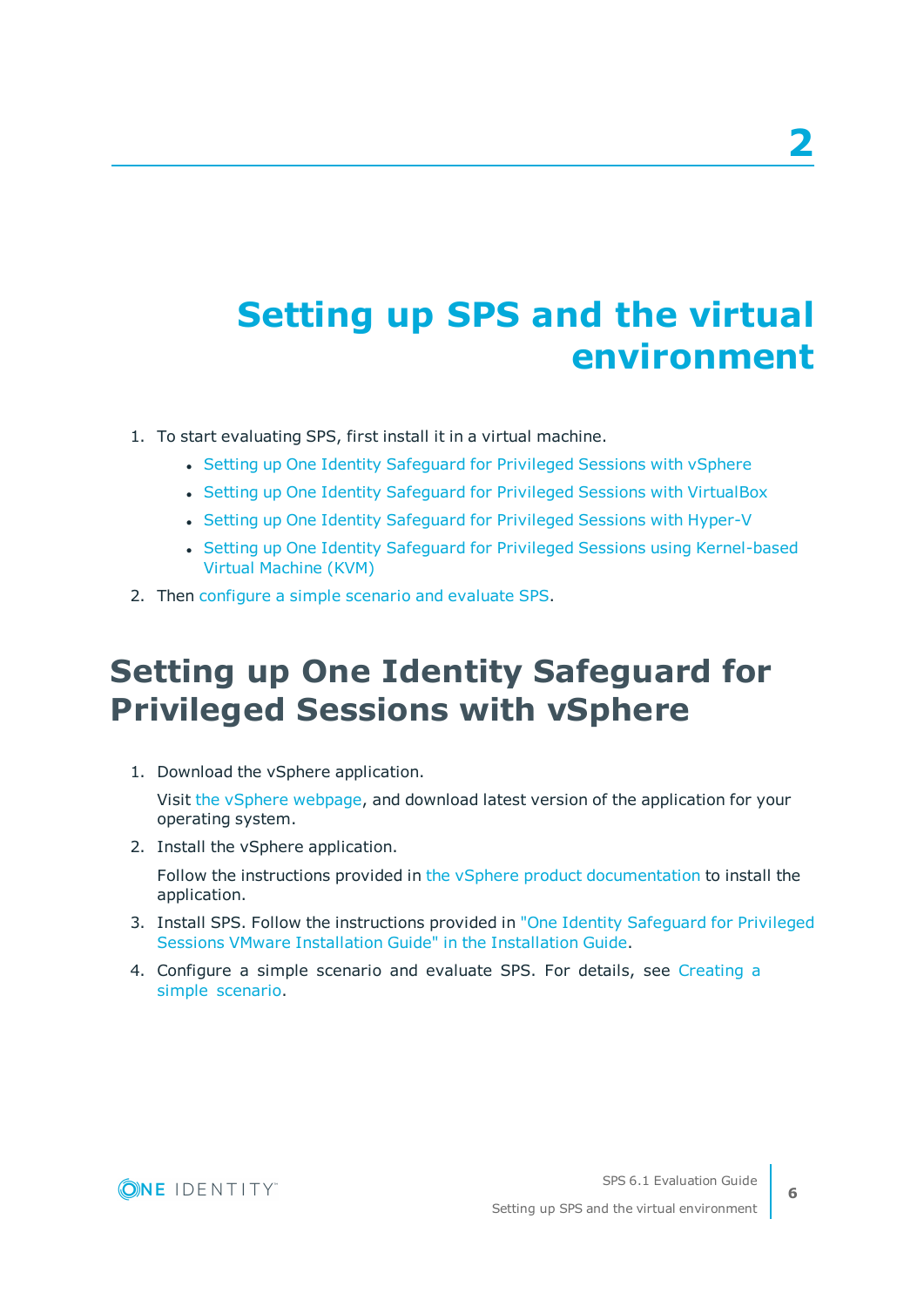# Setting up SPS and the virtual environment

1. To start evaluating SPS, first install it in a virtual machine.
   - Setting up One Identity Safeguard for Privileged Sessions with vSphere
   - Setting up One Identity Safeguard for Privileged Sessions with VirtualBox
   - Setting up One Identity Safeguard for Privileged Sessions with Hyper-V
   - Setting up One Identity Safeguard for Privileged Sessions using Kernel-based Virtual Machine (KVM)
2. Then configure a simple scenario and evaluate SPS.

## Setting up One Identity Safeguard for Privileged Sessions with vSphere

1. Download the vSphere application.

   Visit the vSphere webpage, and download latest version of the application for your operating system.
2. Install the vSphere application.

   Follow the instructions provided in the vSphere product documentation to install the application.
3. Install SPS. Follow the instructions provided in "One Identity Safeguard for Privileged Sessions VMware Installation Guide" in the Installation Guide.
4. Configure a simple scenario and evaluate SPS. For details, see Creating a simple scenario.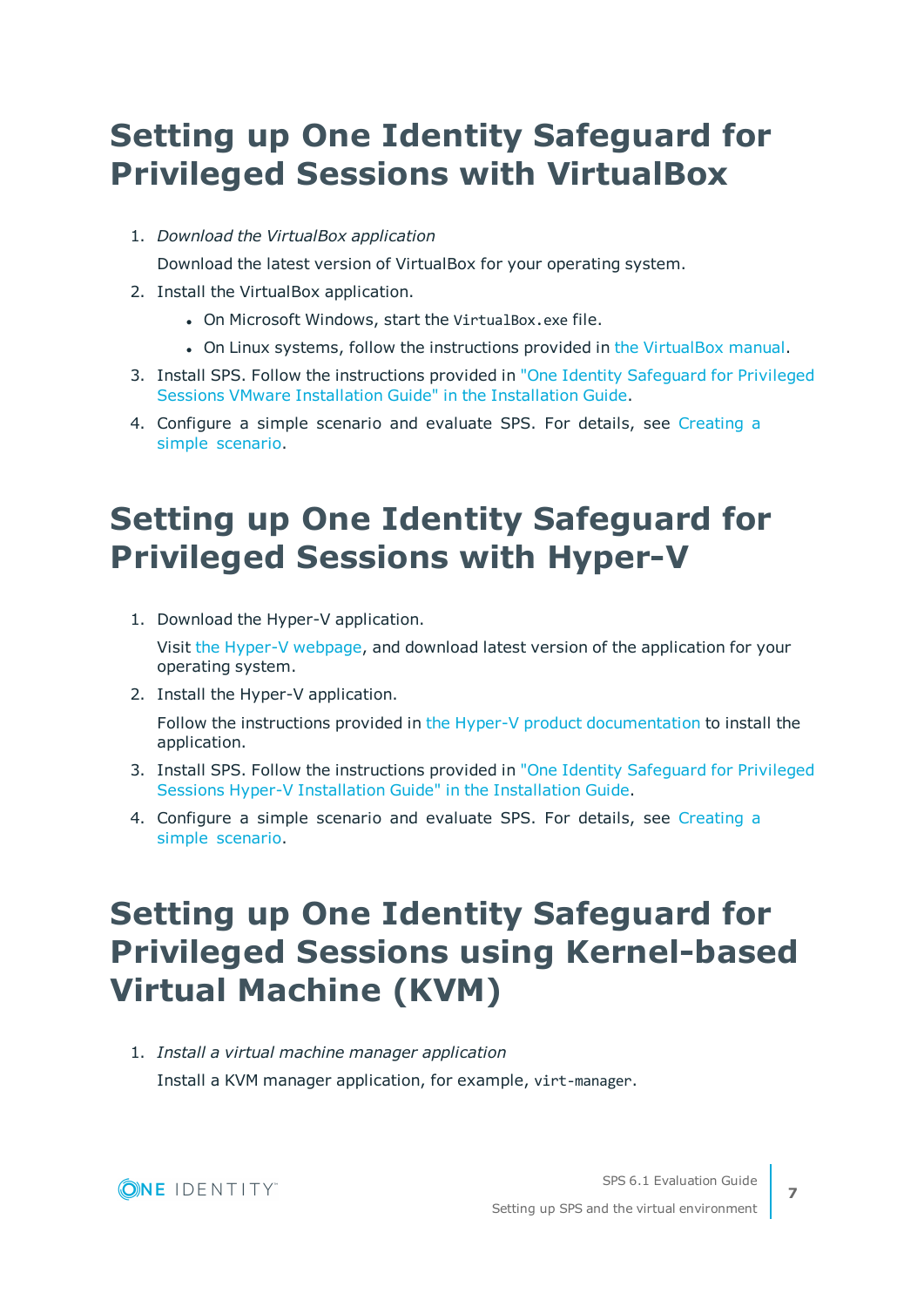# Setting up One Identity Safeguard for Privileged Sessions with VirtualBox

1. *Download the VirtualBox application*

   Download the latest version of VirtualBox for your operating system.

2. Install the VirtualBox application.

   - On Microsoft Windows, start the `VirtualBox.exe` file.
   - On Linux systems, follow the instructions provided in the VirtualBox manual.

3. Install SPS. Follow the instructions provided in "One Identity Safeguard for Privileged Sessions VMware Installation Guide" in the Installation Guide.

4. Configure a simple scenario and evaluate SPS. For details, see Creating a simple scenario.

# Setting up One Identity Safeguard for Privileged Sessions with Hyper-V

1. Download the Hyper-V application.

   Visit the Hyper-V webpage, and download latest version of the application for your operating system.

2. Install the Hyper-V application.

   Follow the instructions provided in the Hyper-V product documentation to install the application.

3. Install SPS. Follow the instructions provided in "One Identity Safeguard for Privileged Sessions Hyper-V Installation Guide" in the Installation Guide.

4. Configure a simple scenario and evaluate SPS. For details, see Creating a simple scenario.

# Setting up One Identity Safeguard for Privileged Sessions using Kernel-based Virtual Machine (KVM)

1. *Install a virtual machine manager application*

   Install a KVM manager application, for example, `virt-manager`.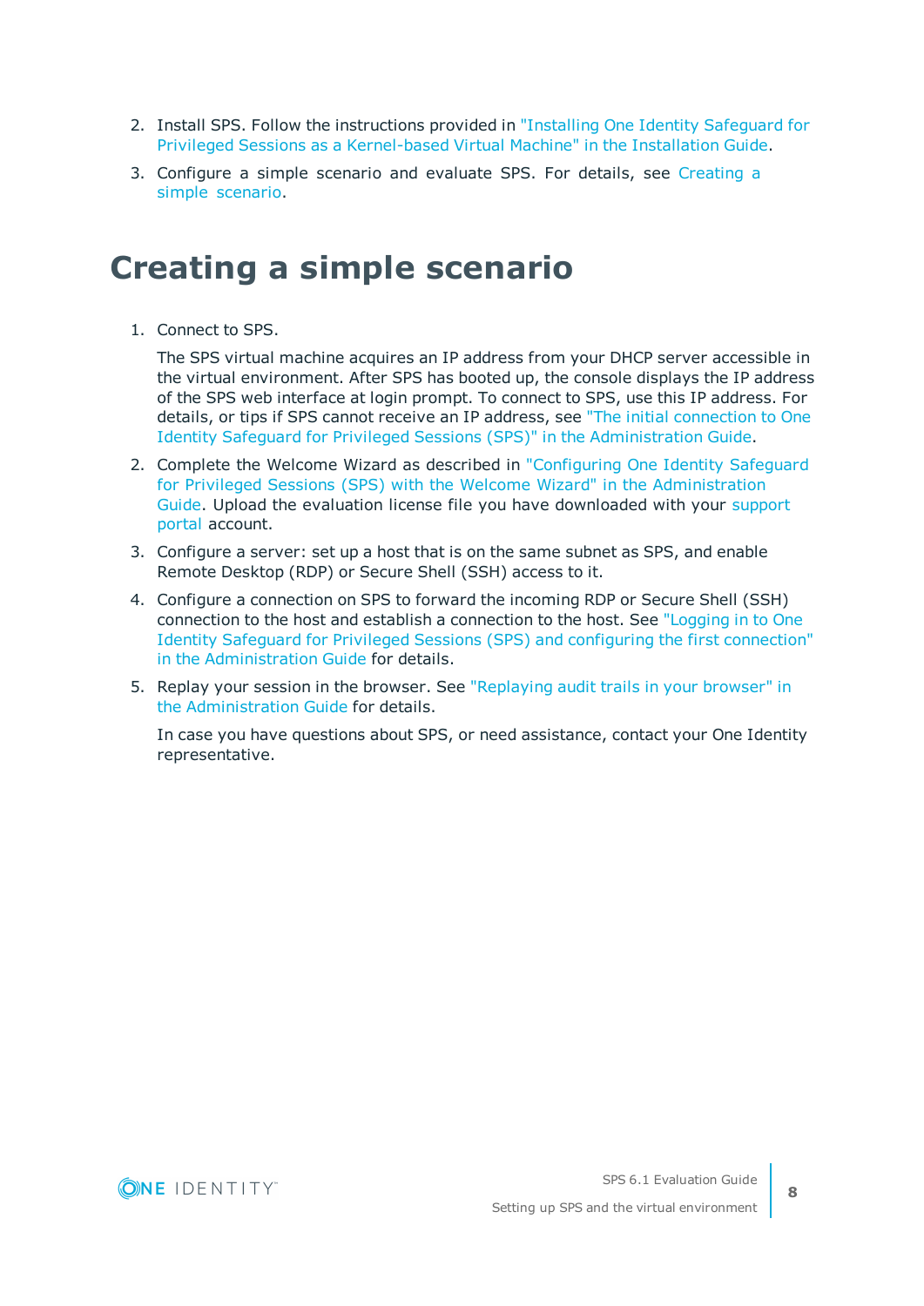2. Install SPS. Follow the instructions provided in "Installing One Identity Safeguard for Privileged Sessions as a Kernel-based Virtual Machine" in the Installation Guide.
3. Configure a simple scenario and evaluate SPS. For details, see Creating a simple scenario.

# Creating a simple scenario

1. Connect to SPS.

   The SPS virtual machine acquires an IP address from your DHCP server accessible in the virtual environment. After SPS has booted up, the console displays the IP address of the SPS web interface at login prompt. To connect to SPS, use this IP address. For details, or tips if SPS cannot receive an IP address, see "The initial connection to One Identity Safeguard for Privileged Sessions (SPS)" in the Administration Guide.
2. Complete the Welcome Wizard as described in "Configuring One Identity Safeguard for Privileged Sessions (SPS) with the Welcome Wizard" in the Administration Guide. Upload the evaluation license file you have downloaded with your support portal account.
3. Configure a server: set up a host that is on the same subnet as SPS, and enable Remote Desktop (RDP) or Secure Shell (SSH) access to it.
4. Configure a connection on SPS to forward the incoming RDP or Secure Shell (SSH) connection to the host and establish a connection to the host. See "Logging in to One Identity Safeguard for Privileged Sessions (SPS) and configuring the first connection" in the Administration Guide for details.
5. Replay your session in the browser. See "Replaying audit trails in your browser" in the Administration Guide for details.

   In case you have questions about SPS, or need assistance, contact your One Identity representative.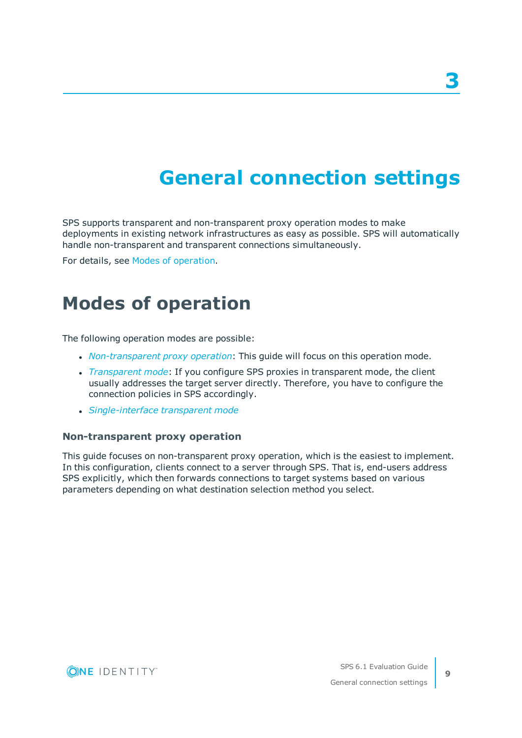# 3 General connection settings

SPS supports transparent and non-transparent proxy operation modes to make deployments in existing network infrastructures as easy as possible. SPS will automatically handle non-transparent and transparent connections simultaneously.

For details, see Modes of operation.

## Modes of operation

The following operation modes are possible:

- *Non-transparent proxy operation*: This guide will focus on this operation mode.
- *Transparent mode*: If you configure SPS proxies in transparent mode, the client usually addresses the target server directly. Therefore, you have to configure the connection policies in SPS accordingly.
- *Single-interface transparent mode*

### Non-transparent proxy operation

This guide focuses on non-transparent proxy operation, which is the easiest to implement. In this configuration, clients connect to a server through SPS. That is, end-users address SPS explicitly, which then forwards connections to target systems based on various parameters depending on what destination selection method you select.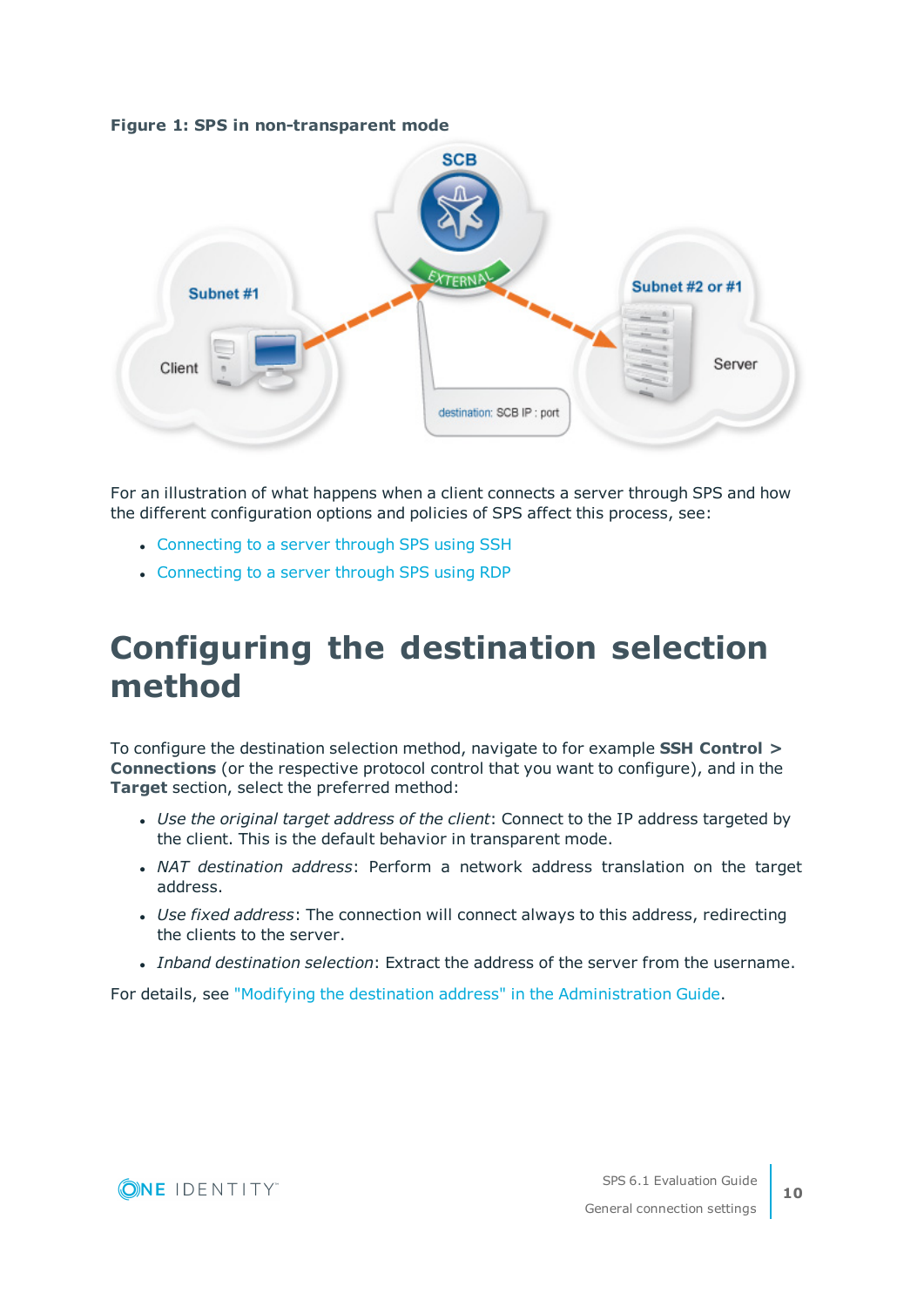**Figure 1: SPS in non-transparent mode**

For an illustration of what happens when a client connects a server through SPS and how the different configuration options and policies of SPS affect this process, see:

- Connecting to a server through SPS using SSH
- Connecting to a server through SPS using RDP

# Configuring the destination selection method

To configure the destination selection method, navigate to for example **SSH Control > Connections** (or the respective protocol control that you want to configure), and in the **Target** section, select the preferred method:

- *Use the original target address of the client*: Connect to the IP address targeted by the client. This is the default behavior in transparent mode.
- *NAT destination address*: Perform a network address translation on the target address.
- *Use fixed address*: The connection will connect always to this address, redirecting the clients to the server.
- *Inband destination selection*: Extract the address of the server from the username.

For details, see "Modifying the destination address" in the Administration Guide.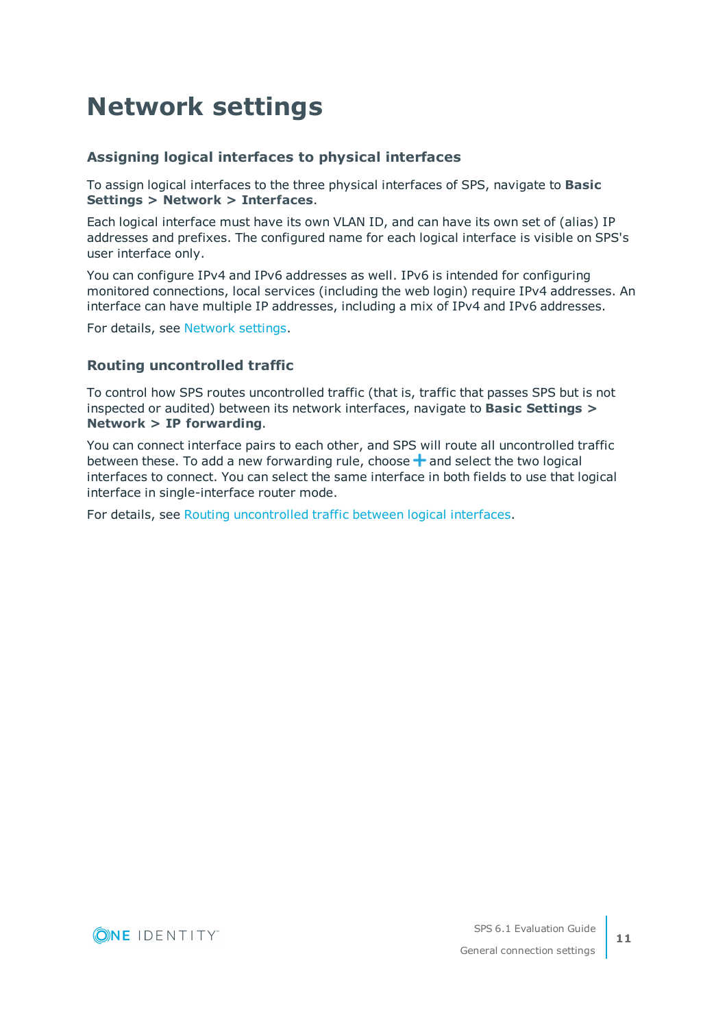# Network settings

## Assigning logical interfaces to physical interfaces

To assign logical interfaces to the three physical interfaces of SPS, navigate to **Basic Settings > Network > Interfaces**.

Each logical interface must have its own VLAN ID, and can have its own set of (alias) IP addresses and prefixes. The configured name for each logical interface is visible on SPS's user interface only.

You can configure IPv4 and IPv6 addresses as well. IPv6 is intended for configuring monitored connections, local services (including the web login) require IPv4 addresses. An interface can have multiple IP addresses, including a mix of IPv4 and IPv6 addresses.

For details, see Network settings.

## Routing uncontrolled traffic

To control how SPS routes uncontrolled traffic (that is, traffic that passes SPS but is not inspected or audited) between its network interfaces, navigate to **Basic Settings > Network > IP forwarding**.

You can connect interface pairs to each other, and SPS will route all uncontrolled traffic between these. To add a new forwarding rule, choose + and select the two logical interfaces to connect. You can select the same interface in both fields to use that logical interface in single-interface router mode.

For details, see Routing uncontrolled traffic between logical interfaces.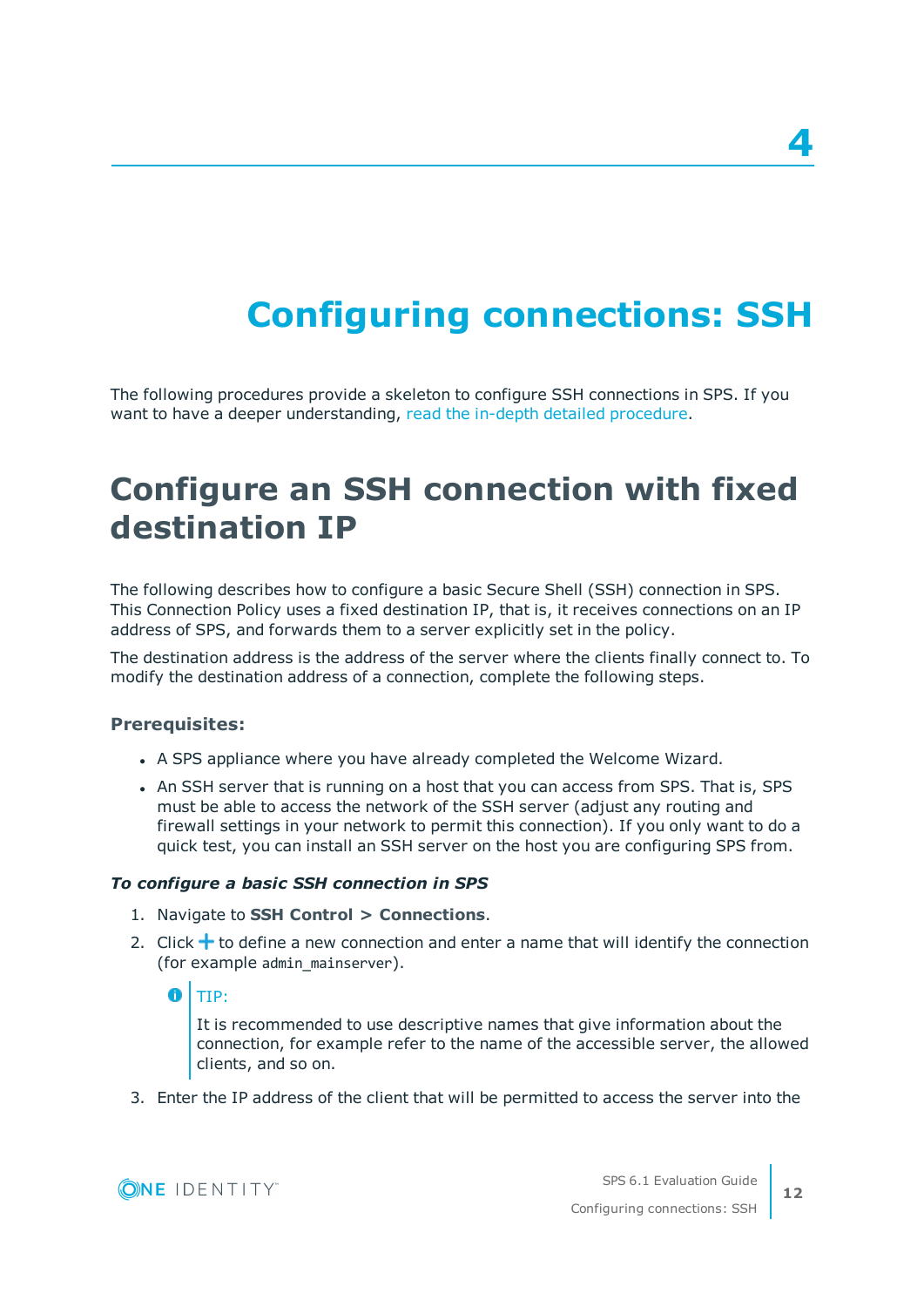# 4

# Configuring connections: SSH

The following procedures provide a skeleton to configure SSH connections in SPS. If you want to have a deeper understanding, read the in-depth detailed procedure.

## Configure an SSH connection with fixed destination IP

The following describes how to configure a basic Secure Shell (SSH) connection in SPS. This Connection Policy uses a fixed destination IP, that is, it receives connections on an IP address of SPS, and forwards them to a server explicitly set in the policy.

The destination address is the address of the server where the clients finally connect to. To modify the destination address of a connection, complete the following steps.

### Prerequisites:

- A SPS appliance where you have already completed the Welcome Wizard.
- An SSH server that is running on a host that you can access from SPS. That is, SPS must be able to access the network of the SSH server (adjust any routing and firewall settings in your network to permit this connection). If you only want to do a quick test, you can install an SSH server on the host you are configuring SPS from.

#### *To configure a basic SSH connection in SPS*

1. Navigate to **SSH Control > Connections**.
2. Click + to define a new connection and enter a name that will identify the connection (for example `admin_mainserver`).

   > TIP:
   >
   > It is recommended to use descriptive names that give information about the connection, for example refer to the name of the accessible server, the allowed clients, and so on.

3. Enter the IP address of the client that will be permitted to access the server into the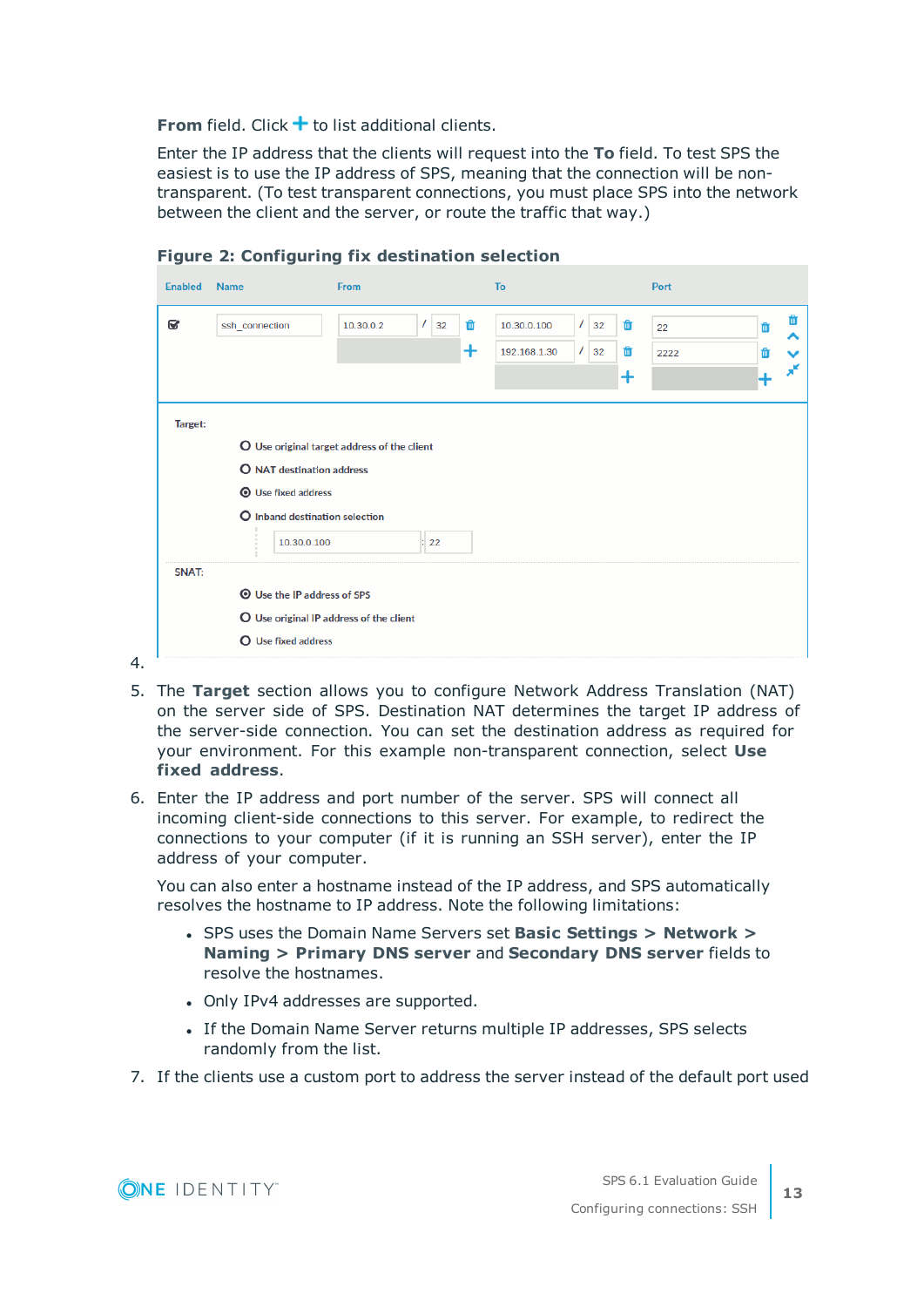From field. Click + to list additional clients.

Enter the IP address that the clients will request into the **To** field. To test SPS the easiest is to use the IP address of SPS, meaning that the connection will be non-transparent. (To test transparent connections, you must place SPS into the network between the client and the server, or route the traffic that way.)

**Figure 2: Configuring fix destination selection**

4.

5. The **Target** section allows you to configure Network Address Translation (NAT) on the server side of SPS. Destination NAT determines the target IP address of the server-side connection. You can set the destination address as required for your environment. For this example non-transparent connection, select **Use fixed address**.

6. Enter the IP address and port number of the server. SPS will connect all incoming client-side connections to this server. For example, to redirect the connections to your computer (if it is running an SSH server), enter the IP address of your computer.

   You can also enter a hostname instead of the IP address, and SPS automatically resolves the hostname to IP address. Note the following limitations:

   - SPS uses the Domain Name Servers set **Basic Settings > Network > Naming > Primary DNS server** and **Secondary DNS server** fields to resolve the hostnames.
   - Only IPv4 addresses are supported.
   - If the Domain Name Server returns multiple IP addresses, SPS selects randomly from the list.

7. If the clients use a custom port to address the server instead of the default port used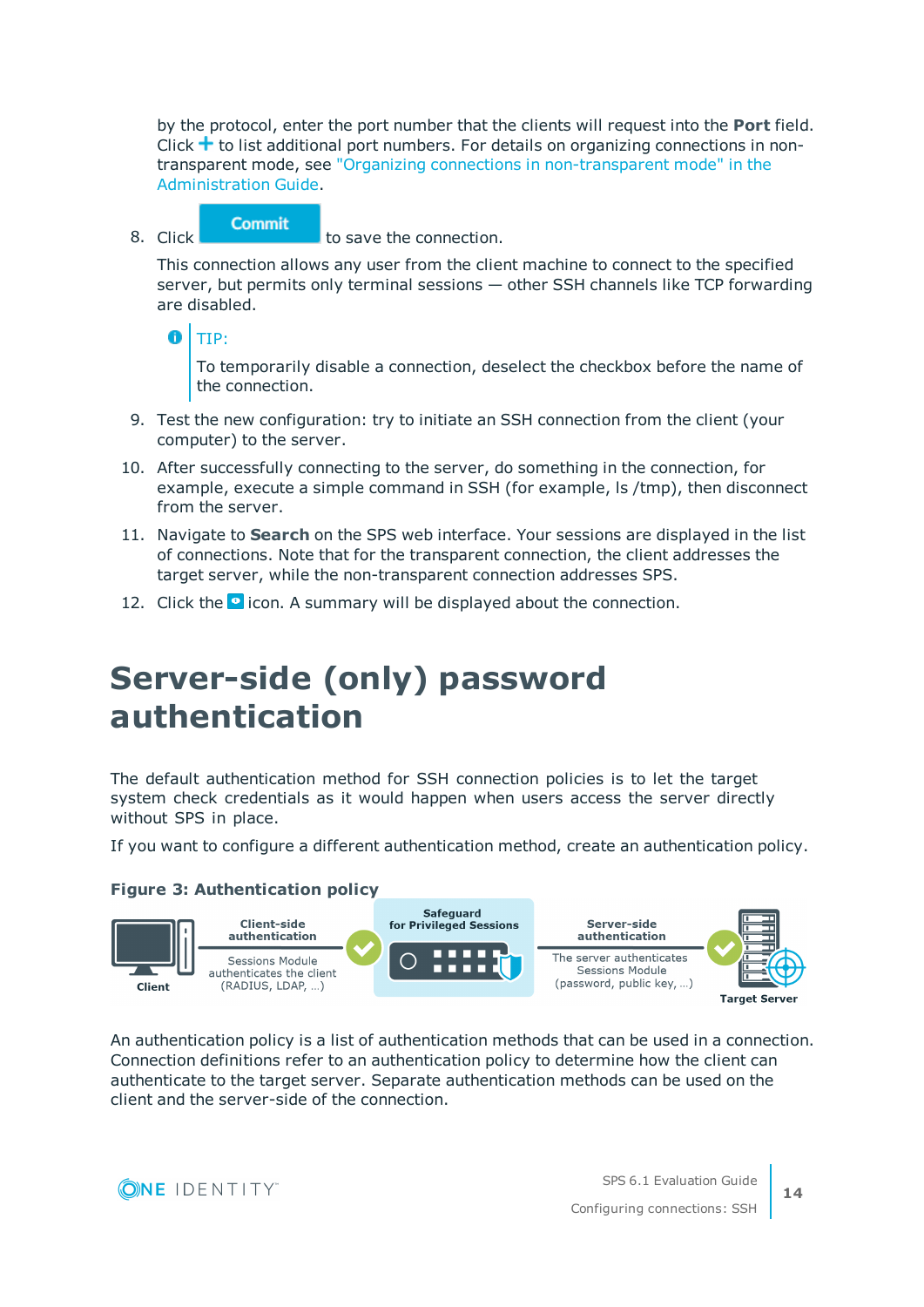by the protocol, enter the port number that the clients will request into the **Port** field. Click + to list additional port numbers. For details on organizing connections in non-transparent mode, see "Organizing connections in non-transparent mode" in the Administration Guide.

8. Click **Commit** to save the connection.

   This connection allows any user from the client machine to connect to the specified server, but permits only terminal sessions — other SSH channels like TCP forwarding are disabled.

   > TIP:
   >
   > To temporarily disable a connection, deselect the checkbox before the name of the connection.

9. Test the new configuration: try to initiate an SSH connection from the client (your computer) to the server.
10. After successfully connecting to the server, do something in the connection, for example, execute a simple command in SSH (for example, ls /tmp), then disconnect from the server.
11. Navigate to **Search** on the SPS web interface. Your sessions are displayed in the list of connections. Note that for the transparent connection, the client addresses the target server, while the non-transparent connection addresses SPS.
12. Click the icon. A summary will be displayed about the connection.

# Server-side (only) password authentication

The default authentication method for SSH connection policies is to let the target system check credentials as it would happen when users access the server directly without SPS in place.

If you want to configure a different authentication method, create an authentication policy.

**Figure 3: Authentication policy**

An authentication policy is a list of authentication methods that can be used in a connection. Connection definitions refer to an authentication policy to determine how the client can authenticate to the target server. Separate authentication methods can be used on the client and the server-side of the connection.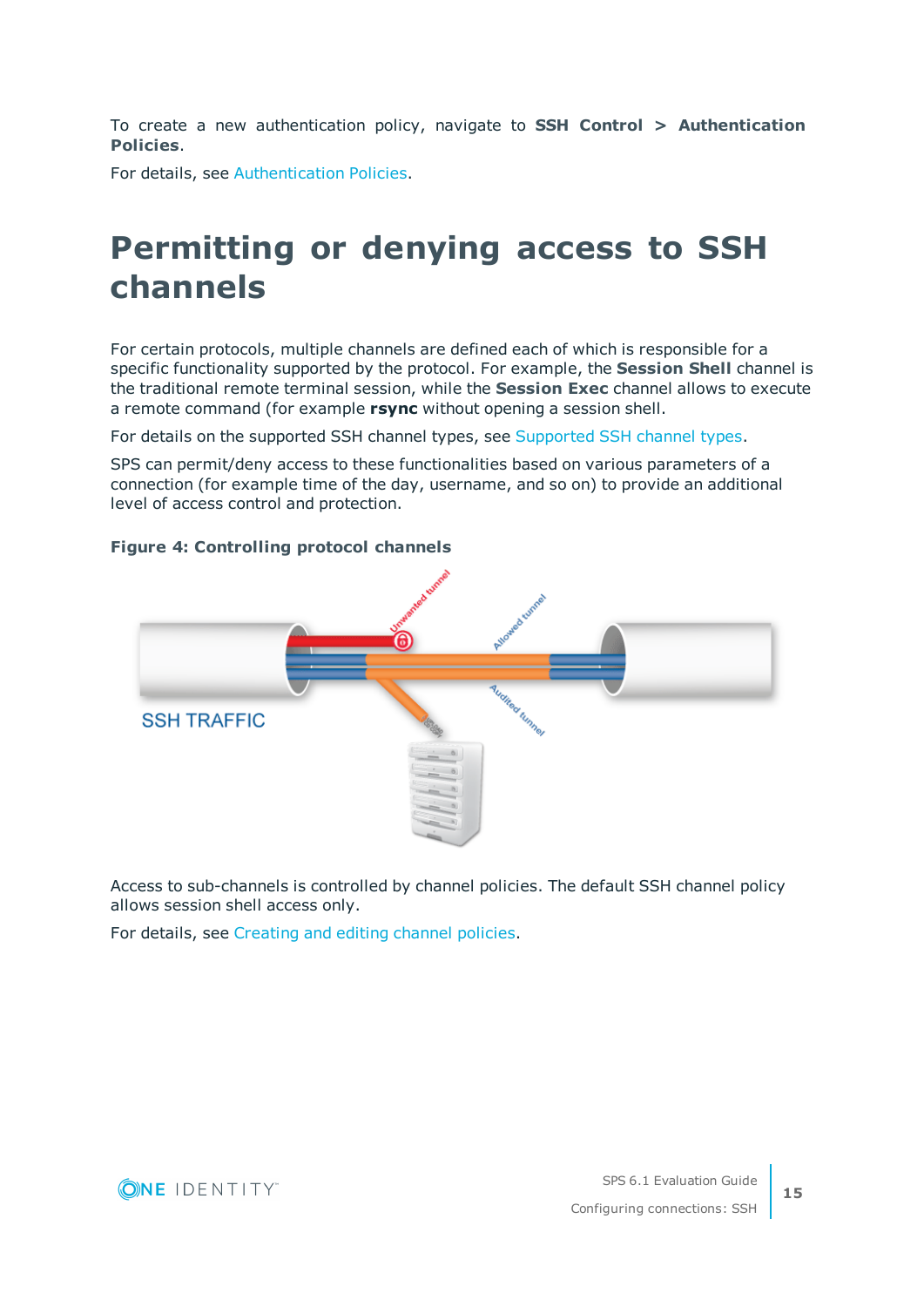To create a new authentication policy, navigate to **SSH Control > Authentication Policies**.

For details, see Authentication Policies.

# Permitting or denying access to SSH channels

For certain protocols, multiple channels are defined each of which is responsible for a specific functionality supported by the protocol. For example, the **Session Shell** channel is the traditional remote terminal session, while the **Session Exec** channel allows to execute a remote command (for example **rsync** without opening a session shell.

For details on the supported SSH channel types, see Supported SSH channel types.

SPS can permit/deny access to these functionalities based on various parameters of a connection (for example time of the day, username, and so on) to provide an additional level of access control and protection.

**Figure 4: Controlling protocol channels**

Access to sub-channels is controlled by channel policies. The default SSH channel policy allows session shell access only.

For details, see Creating and editing channel policies.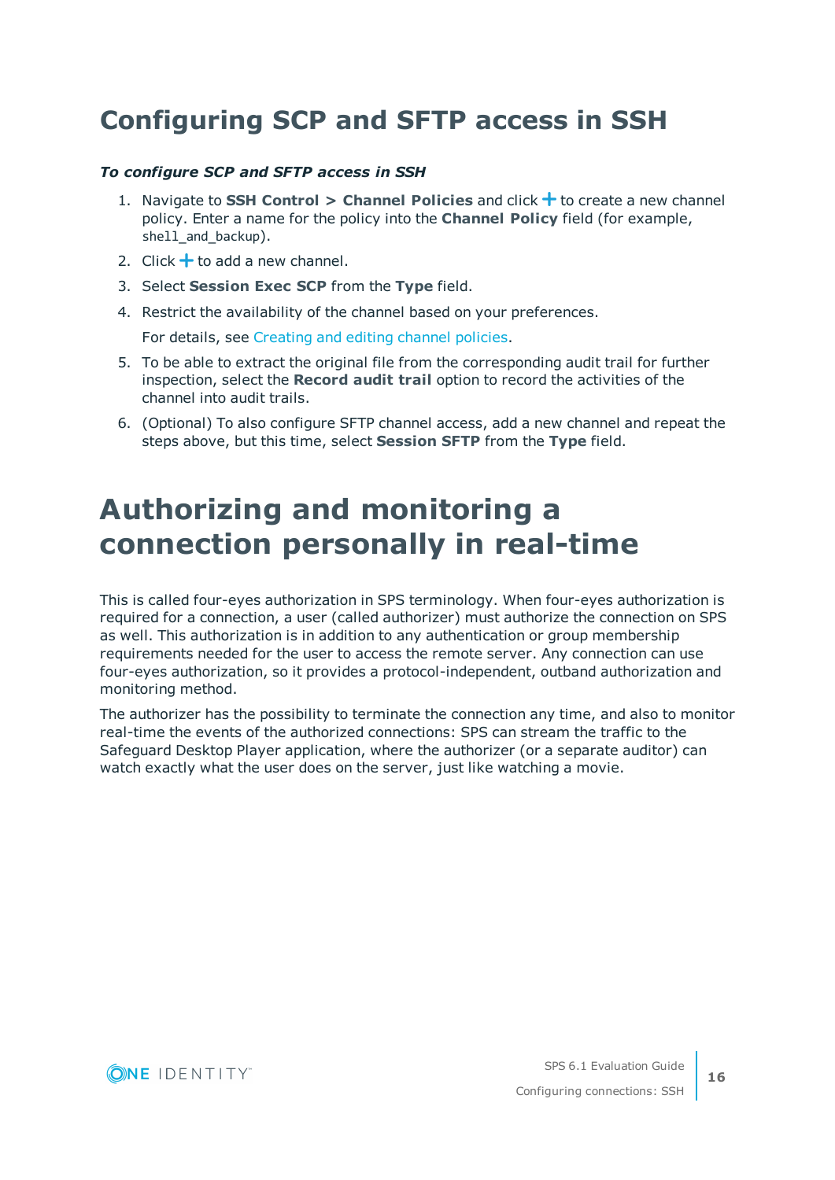# Configuring SCP and SFTP access in SSH

***To configure SCP and SFTP access in SSH***

1. Navigate to **SSH Control > Channel Policies** and click **+** to create a new channel policy. Enter a name for the policy into the **Channel Policy** field (for example, `shell_and_backup`).
2. Click **+** to add a new channel.
3. Select **Session Exec SCP** from the **Type** field.
4. Restrict the availability of the channel based on your preferences.

   For details, see Creating and editing channel policies.
5. To be able to extract the original file from the corresponding audit trail for further inspection, select the **Record audit trail** option to record the activities of the channel into audit trails.
6. (Optional) To also configure SFTP channel access, add a new channel and repeat the steps above, but this time, select **Session SFTP** from the **Type** field.

# Authorizing and monitoring a connection personally in real-time

This is called four-eyes authorization in SPS terminology. When four-eyes authorization is required for a connection, a user (called authorizer) must authorize the connection on SPS as well. This authorization is in addition to any authentication or group membership requirements needed for the user to access the remote server. Any connection can use four-eyes authorization, so it provides a protocol-independent, outband authorization and monitoring method.

The authorizer has the possibility to terminate the connection any time, and also to monitor real-time the events of the authorized connections: SPS can stream the traffic to the Safeguard Desktop Player application, where the authorizer (or a separate auditor) can watch exactly what the user does on the server, just like watching a movie.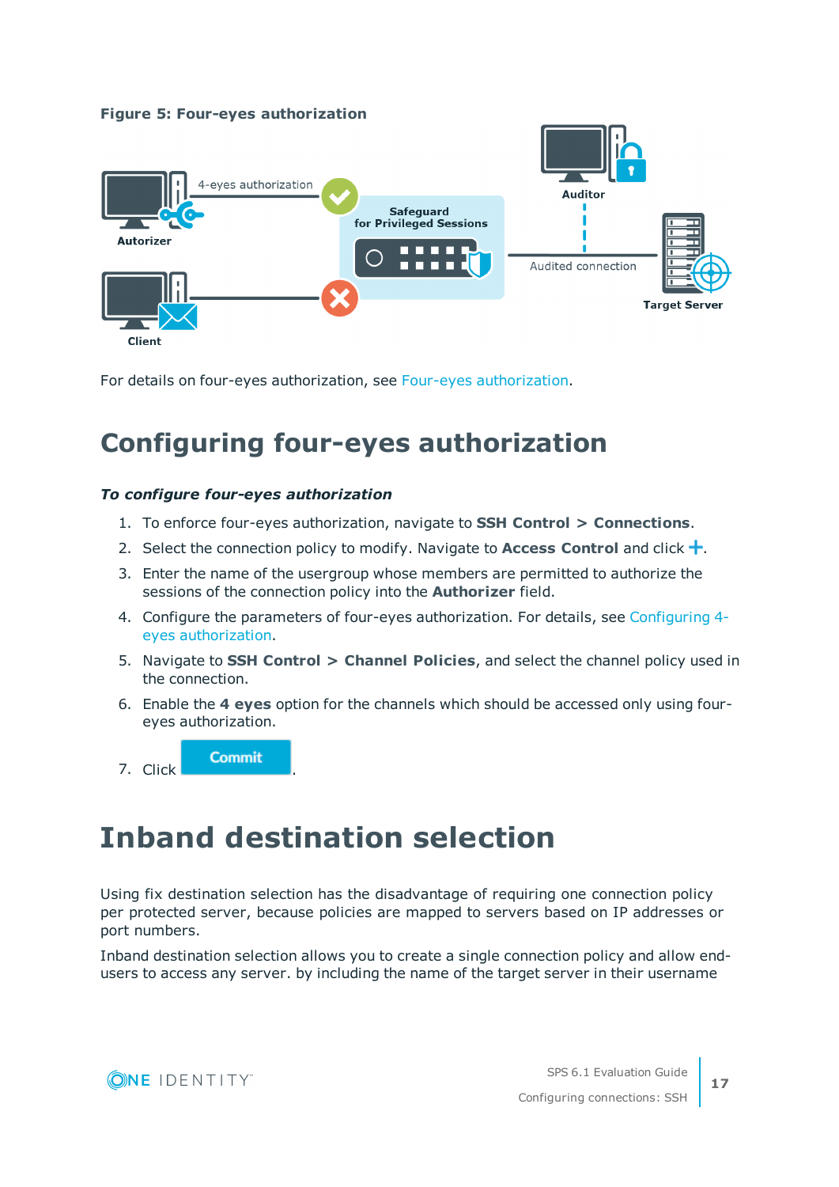**Figure 5: Four-eyes authorization**

For details on four-eyes authorization, see Four-eyes authorization.

# Configuring four-eyes authorization

***To configure four-eyes authorization***

1. To enforce four-eyes authorization, navigate to **SSH Control > Connections**.
2. Select the connection policy to modify. Navigate to **Access Control** and click **+**.
3. Enter the name of the usergroup whose members are permitted to authorize the sessions of the connection policy into the **Authorizer** field.
4. Configure the parameters of four-eyes authorization. For details, see Configuring 4-eyes authorization.
5. Navigate to **SSH Control > Channel Policies**, and select the channel policy used in the connection.
6. Enable the **4 eyes** option for the channels which should be accessed only using four-eyes authorization.
7. Click **Commit**.

# Inband destination selection

Using fix destination selection has the disadvantage of requiring one connection policy per protected server, because policies are mapped to servers based on IP addresses or port numbers.

Inband destination selection allows you to create a single connection policy and allow end-users to access any server. by including the name of the target server in their username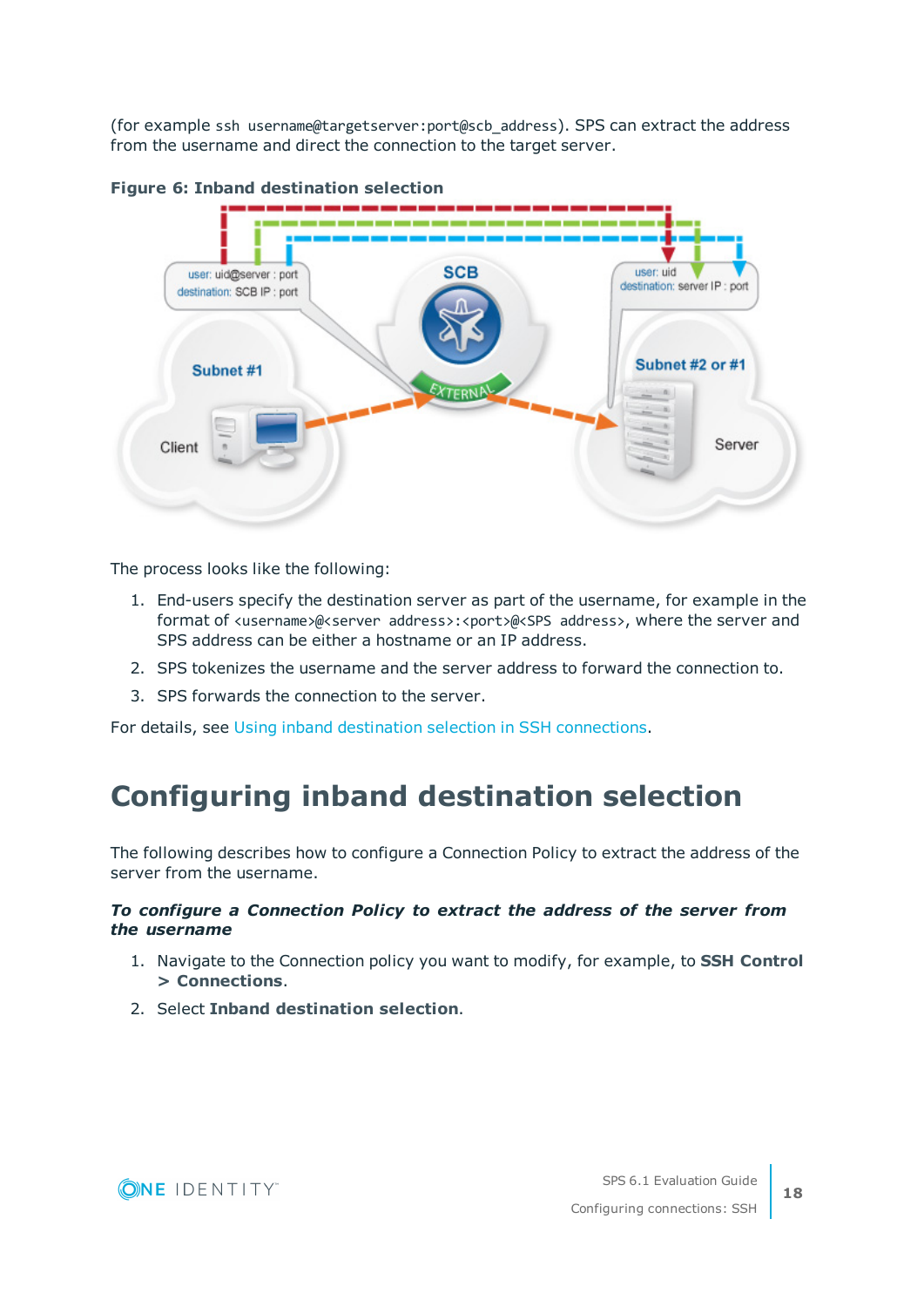(for example `ssh username@targetserver:port@scb_address`). SPS can extract the address from the username and direct the connection to the target server.

**Figure 6: Inband destination selection**

The process looks like the following:

1. End-users specify the destination server as part of the username, for example in the format of `<username>@<server address>:<port>@<SPS address>`, where the server and SPS address can be either a hostname or an IP address.
2. SPS tokenizes the username and the server address to forward the connection to.
3. SPS forwards the connection to the server.

For details, see Using inband destination selection in SSH connections.

# Configuring inband destination selection

The following describes how to configure a Connection Policy to extract the address of the server from the username.

***To configure a Connection Policy to extract the address of the server from the username***

1. Navigate to the Connection policy you want to modify, for example, to **SSH Control > Connections**.
2. Select **Inband destination selection**.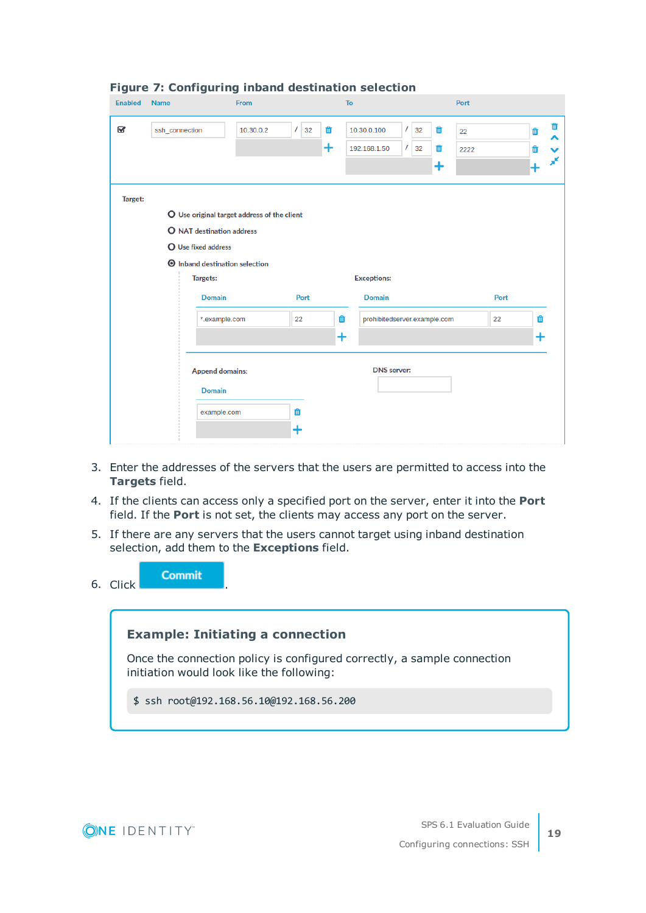**Figure 7: Configuring inband destination selection**

| Enabled | Name | From | To | Port |
|---|---|---|---|---|
| ☑ | ssh_connection | 10.30.0.2 / 32 | 10.30.0.100 / 32 | 22 |
| | | | 192.168.1.50 / 32 | 2222 |

Target:

- Use original target address of the client
- NAT destination address
- Use fixed address
- Inband destination selection

Targets:

| Domain | Port |
|---|---|
| *.example.com | 22 |

Exceptions:

| Domain | Port |
|---|---|
| prohibitedserver.example.com | 22 |

Append domains:

| Domain |
|---|
| example.com |

DNS server:

3. Enter the addresses of the servers that the users are permitted to access into the **Targets** field.

4. If the clients can access only a specified port on the server, enter it into the **Port** field. If the **Port** is not set, the clients may access any port on the server.

5. If there are any servers that the users cannot target using inband destination selection, add them to the **Exceptions** field.

6. Click **Commit**.

**Example: Initiating a connection**

Once the connection policy is configured correctly, a sample connection initiation would look like the following:

```
$ ssh root@192.168.56.10@192.168.56.200
```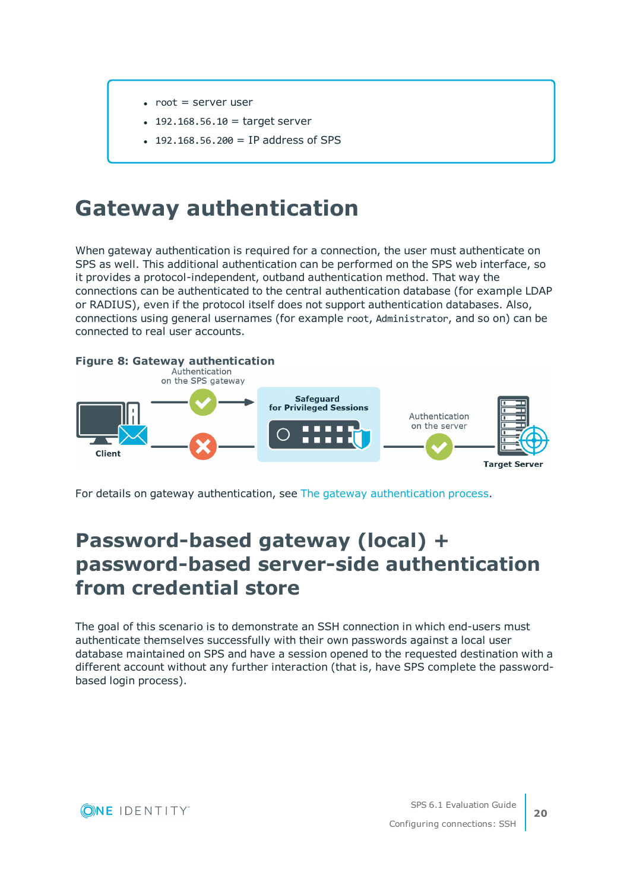- `root` = server user
- `192.168.56.10` = target server
- `192.168.56.200` = IP address of SPS

# Gateway authentication

When gateway authentication is required for a connection, the user must authenticate on SPS as well. This additional authentication can be performed on the SPS web interface, so it provides a protocol-independent, outband authentication method. That way the connections can be authenticated to the central authentication database (for example LDAP or RADIUS), even if the protocol itself does not support authentication databases. Also, connections using general usernames (for example `root`, `Administrator`, and so on) can be connected to real user accounts.

**Figure 8: Gateway authentication**

For details on gateway authentication, see The gateway authentication process.

# Password-based gateway (local) + password-based server-side authentication from credential store

The goal of this scenario is to demonstrate an SSH connection in which end-users must authenticate themselves successfully with their own passwords against a local user database maintained on SPS and have a session opened to the requested destination with a different account without any further interaction (that is, have SPS complete the password-based login process).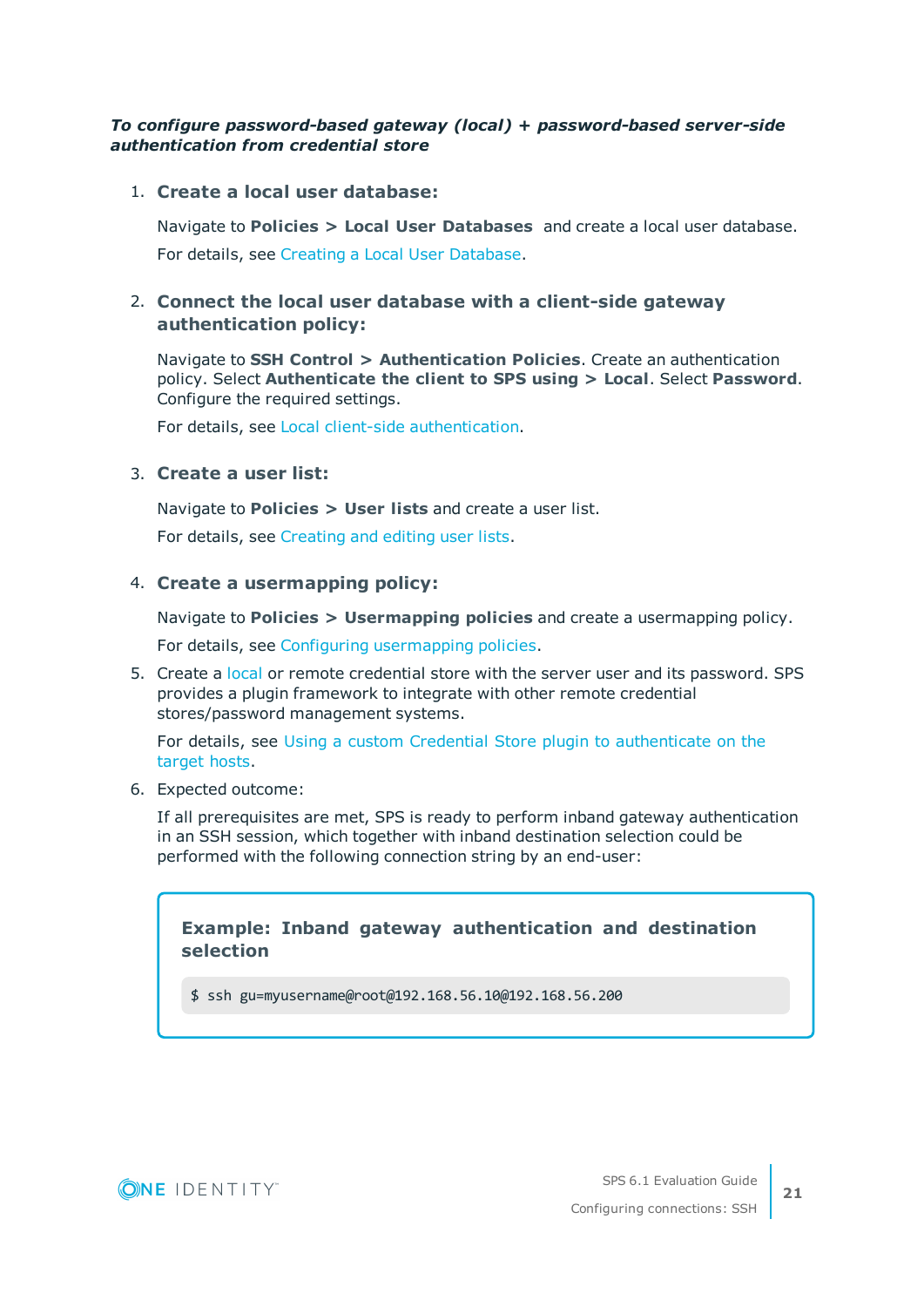***To configure password-based gateway (local) + password-based server-side authentication from credential store***

1. **Create a local user database:**

   Navigate to **Policies > Local User Databases** and create a local user database.

   For details, see Creating a Local User Database.

2. **Connect the local user database with a client-side gateway authentication policy:**

   Navigate to **SSH Control > Authentication Policies**. Create an authentication policy. Select **Authenticate the client to SPS using > Local**. Select **Password**. Configure the required settings.

   For details, see Local client-side authentication.

3. **Create a user list:**

   Navigate to **Policies > User lists** and create a user list.

   For details, see Creating and editing user lists.

4. **Create a usermapping policy:**

   Navigate to **Policies > Usermapping policies** and create a usermapping policy.

   For details, see Configuring usermapping policies.

5. Create a local or remote credential store with the server user and its password. SPS provides a plugin framework to integrate with other remote credential stores/password management systems.

   For details, see Using a custom Credential Store plugin to authenticate on the target hosts.

6. Expected outcome:

   If all prerequisites are met, SPS is ready to perform inband gateway authentication in an SSH session, which together with inband destination selection could be performed with the following connection string by an end-user:

   **Example: Inband gateway authentication and destination selection**

   ```
   $ ssh gu=myusername@root@192.168.56.10@192.168.56.200
   ```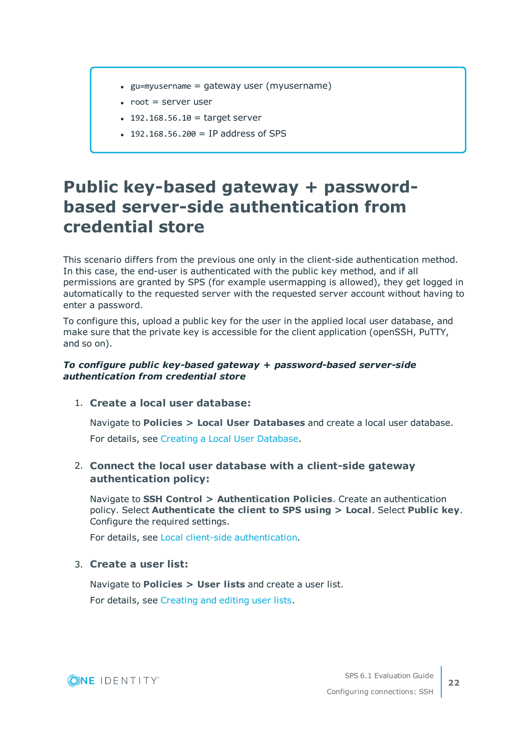- `gu=myusername` = gateway user (myusername)
- `root` = server user
- `192.168.56.10` = target server
- `192.168.56.200` = IP address of SPS

# Public key-based gateway + password-based server-side authentication from credential store

This scenario differs from the previous one only in the client-side authentication method. In this case, the end-user is authenticated with the public key method, and if all permissions are granted by SPS (for example usermapping is allowed), they get logged in automatically to the requested server with the requested server account without having to enter a password.

To configure this, upload a public key for the user in the applied local user database, and make sure that the private key is accessible for the client application (openSSH, PuTTY, and so on).

***To configure public key-based gateway + password-based server-side authentication from credential store***

1. **Create a local user database:**

   Navigate to **Policies > Local User Databases** and create a local user database.

   For details, see Creating a Local User Database.

2. **Connect the local user database with a client-side gateway authentication policy:**

   Navigate to **SSH Control > Authentication Policies**. Create an authentication policy. Select **Authenticate the client to SPS using > Local**. Select **Public key**. Configure the required settings.

   For details, see Local client-side authentication.

3. **Create a user list:**

   Navigate to **Policies > User lists** and create a user list.

   For details, see Creating and editing user lists.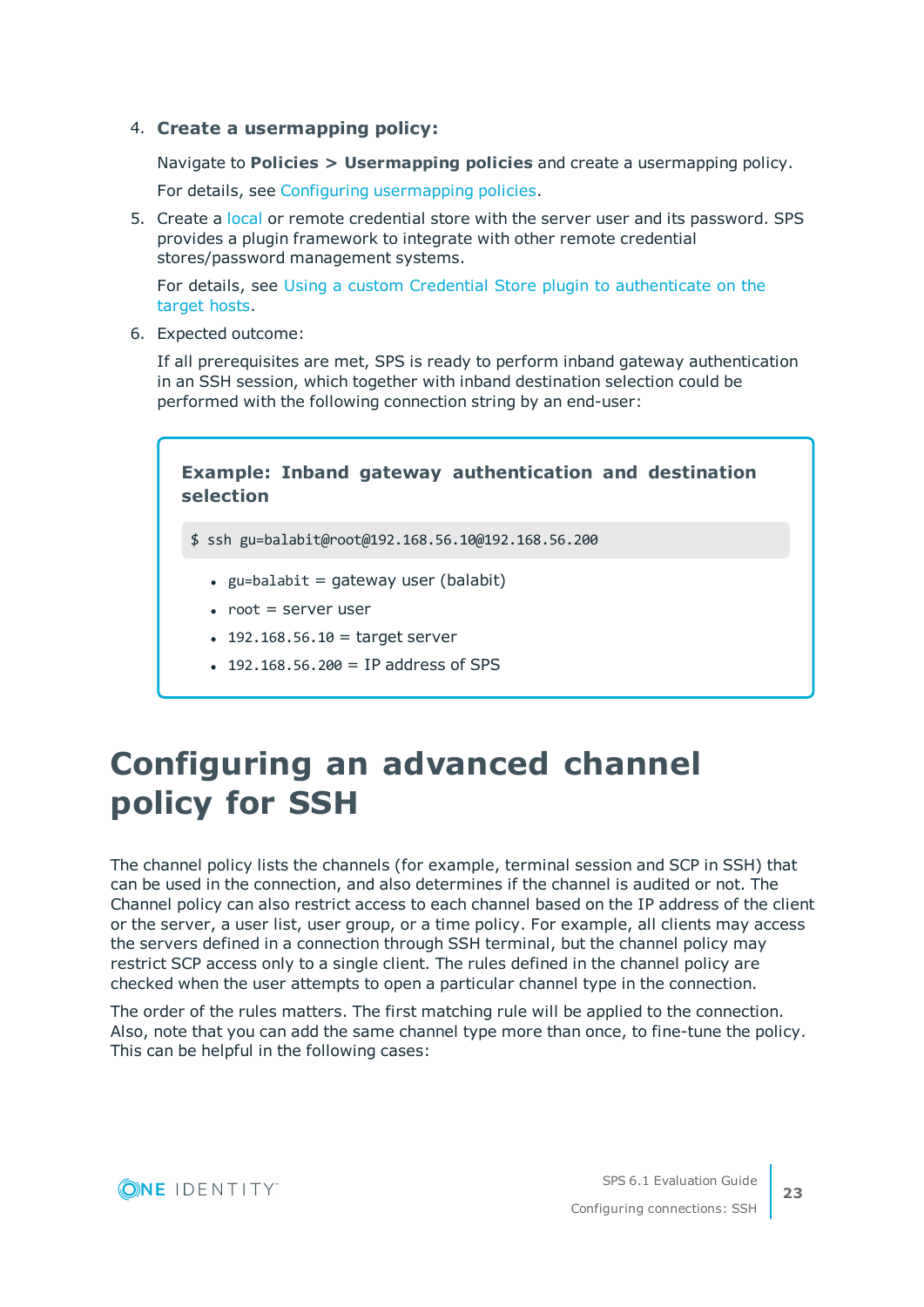4. **Create a usermapping policy:**

   Navigate to **Policies > Usermapping policies** and create a usermapping policy.

   For details, see Configuring usermapping policies.

5. Create a local or remote credential store with the server user and its password. SPS provides a plugin framework to integrate with other remote credential stores/password management systems.

   For details, see Using a custom Credential Store plugin to authenticate on the target hosts.

6. Expected outcome:

   If all prerequisites are met, SPS is ready to perform inband gateway authentication in an SSH session, which together with inband destination selection could be performed with the following connection string by an end-user:

   > **Example: Inband gateway authentication and destination selection**
   >
   > ```
   > $ ssh gu=balabit@root@192.168.56.10@192.168.56.200
   > ```
   >
   > - `gu=balabit` = gateway user (balabit)
   > - `root` = server user
   > - `192.168.56.10` = target server
   > - `192.168.56.200` = IP address of SPS

# Configuring an advanced channel policy for SSH

The channel policy lists the channels (for example, terminal session and SCP in SSH) that can be used in the connection, and also determines if the channel is audited or not. The Channel policy can also restrict access to each channel based on the IP address of the client or the server, a user list, user group, or a time policy. For example, all clients may access the servers defined in a connection through SSH terminal, but the channel policy may restrict SCP access only to a single client. The rules defined in the channel policy are checked when the user attempts to open a particular channel type in the connection.

The order of the rules matters. The first matching rule will be applied to the connection. Also, note that you can add the same channel type more than once, to fine-tune the policy. This can be helpful in the following cases: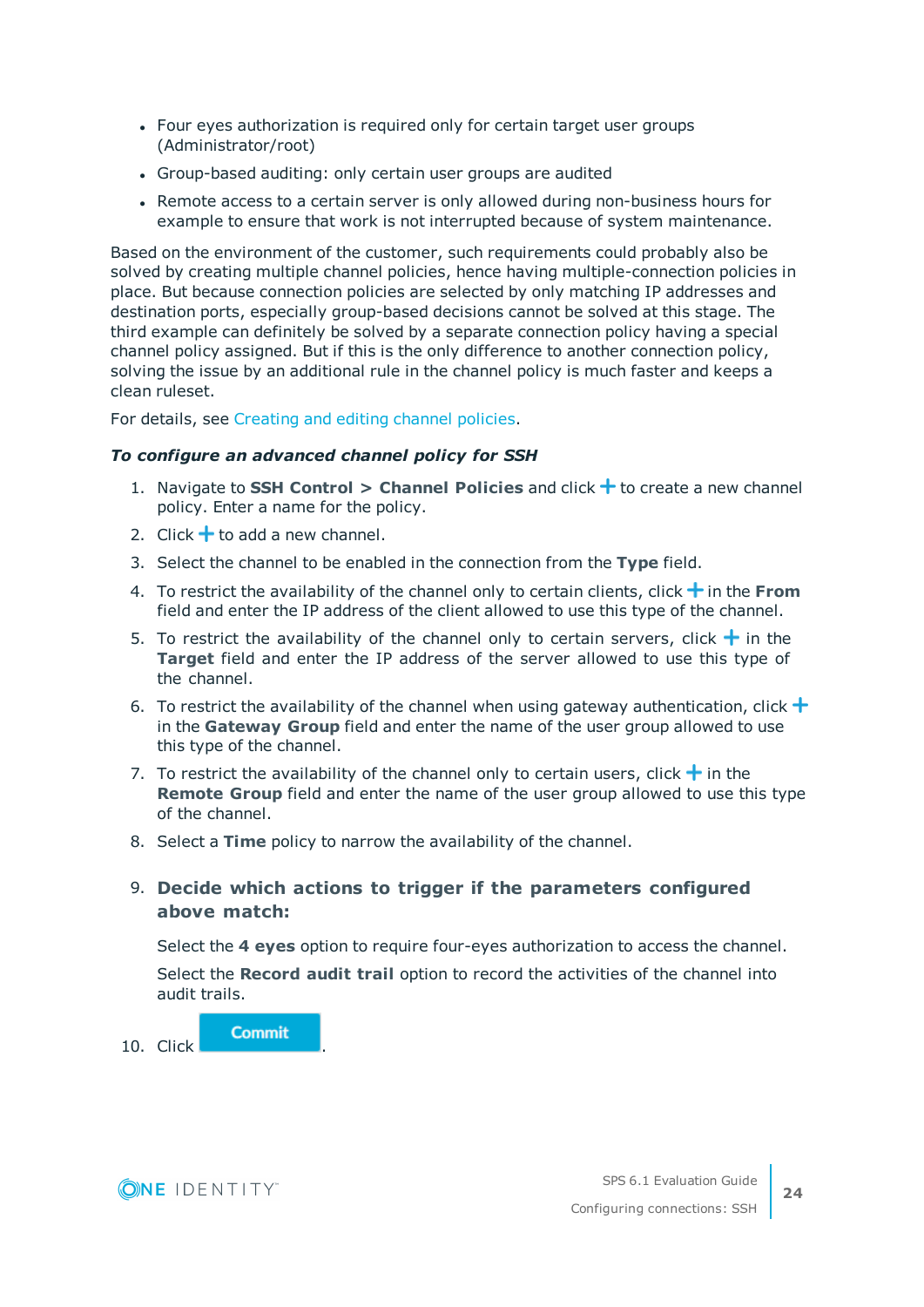- Four eyes authorization is required only for certain target user groups (Administrator/root)
- Group-based auditing: only certain user groups are audited
- Remote access to a certain server is only allowed during non-business hours for example to ensure that work is not interrupted because of system maintenance.

Based on the environment of the customer, such requirements could probably also be solved by creating multiple channel policies, hence having multiple-connection policies in place. But because connection policies are selected by only matching IP addresses and destination ports, especially group-based decisions cannot be solved at this stage. The third example can definitely be solved by a separate connection policy having a special channel policy assigned. But if this is the only difference to another connection policy, solving the issue by an additional rule in the channel policy is much faster and keeps a clean ruleset.

For details, see Creating and editing channel policies.

***To configure an advanced channel policy for SSH***

1. Navigate to **SSH Control > Channel Policies** and click + to create a new channel policy. Enter a name for the policy.
2. Click + to add a new channel.
3. Select the channel to be enabled in the connection from the **Type** field.
4. To restrict the availability of the channel only to certain clients, click + in the **From** field and enter the IP address of the client allowed to use this type of the channel.
5. To restrict the availability of the channel only to certain servers, click + in the **Target** field and enter the IP address of the server allowed to use this type of the channel.
6. To restrict the availability of the channel when using gateway authentication, click + in the **Gateway Group** field and enter the name of the user group allowed to use this type of the channel.
7. To restrict the availability of the channel only to certain users, click + in the **Remote Group** field and enter the name of the user group allowed to use this type of the channel.
8. Select a **Time** policy to narrow the availability of the channel.
9. **Decide which actions to trigger if the parameters configured above match:**

   Select the **4 eyes** option to require four-eyes authorization to access the channel.

   Select the **Record audit trail** option to record the activities of the channel into audit trails.
10. Click **Commit**.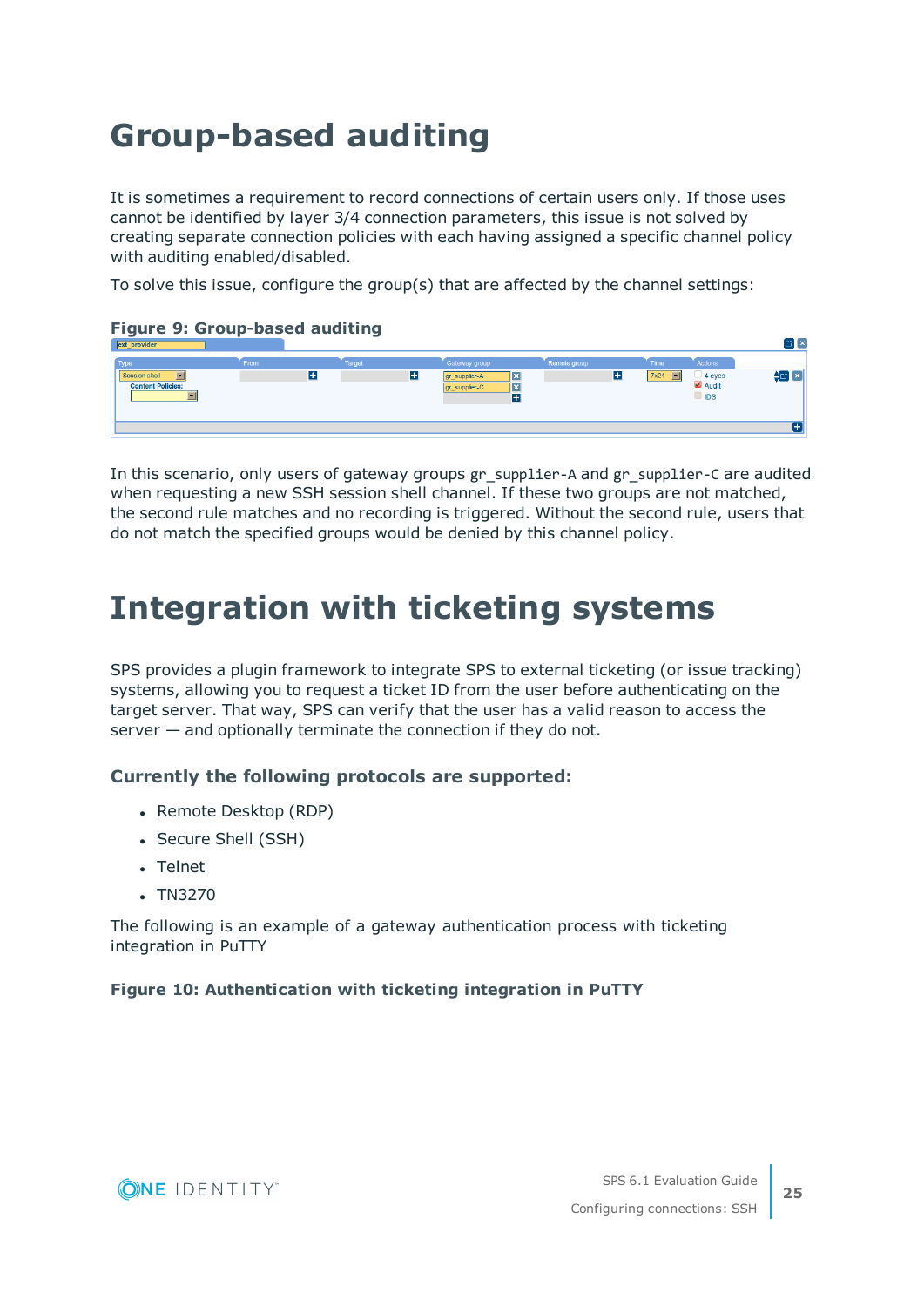# Group-based auditing

It is sometimes a requirement to record connections of certain users only. If those uses cannot be identified by layer 3/4 connection parameters, this issue is not solved by creating separate connection policies with each having assigned a specific channel policy with auditing enabled/disabled.

To solve this issue, configure the group(s) that are affected by the channel settings:

**Figure 9: Group-based auditing**

In this scenario, only users of gateway groups `gr_supplier-A` and `gr_supplier-C` are audited when requesting a new SSH session shell channel. If these two groups are not matched, the second rule matches and no recording is triggered. Without the second rule, users that do not match the specified groups would be denied by this channel policy.

# Integration with ticketing systems

SPS provides a plugin framework to integrate SPS to external ticketing (or issue tracking) systems, allowing you to request a ticket ID from the user before authenticating on the target server. That way, SPS can verify that the user has a valid reason to access the server — and optionally terminate the connection if they do not.

### Currently the following protocols are supported:

- Remote Desktop (RDP)
- Secure Shell (SSH)
- Telnet
- TN3270

The following is an example of a gateway authentication process with ticketing integration in PuTTY

**Figure 10: Authentication with ticketing integration in PuTTY**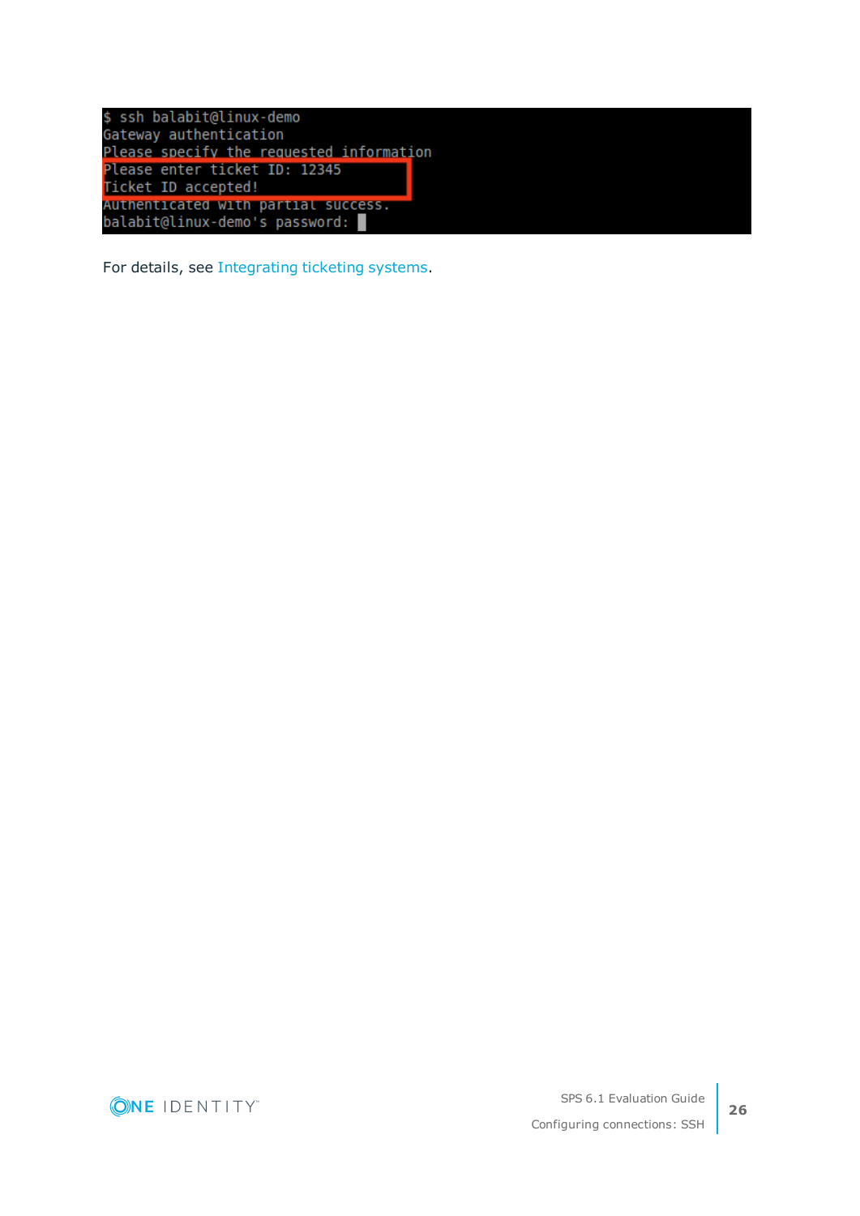```
$ ssh balabit@linux-demo
Gateway authentication
Please specify the requested information
Please enter ticket ID: 12345
Ticket ID accepted!
Authenticated with partial success.
balabit@linux-demo's password:
```

For details, see Integrating ticketing systems.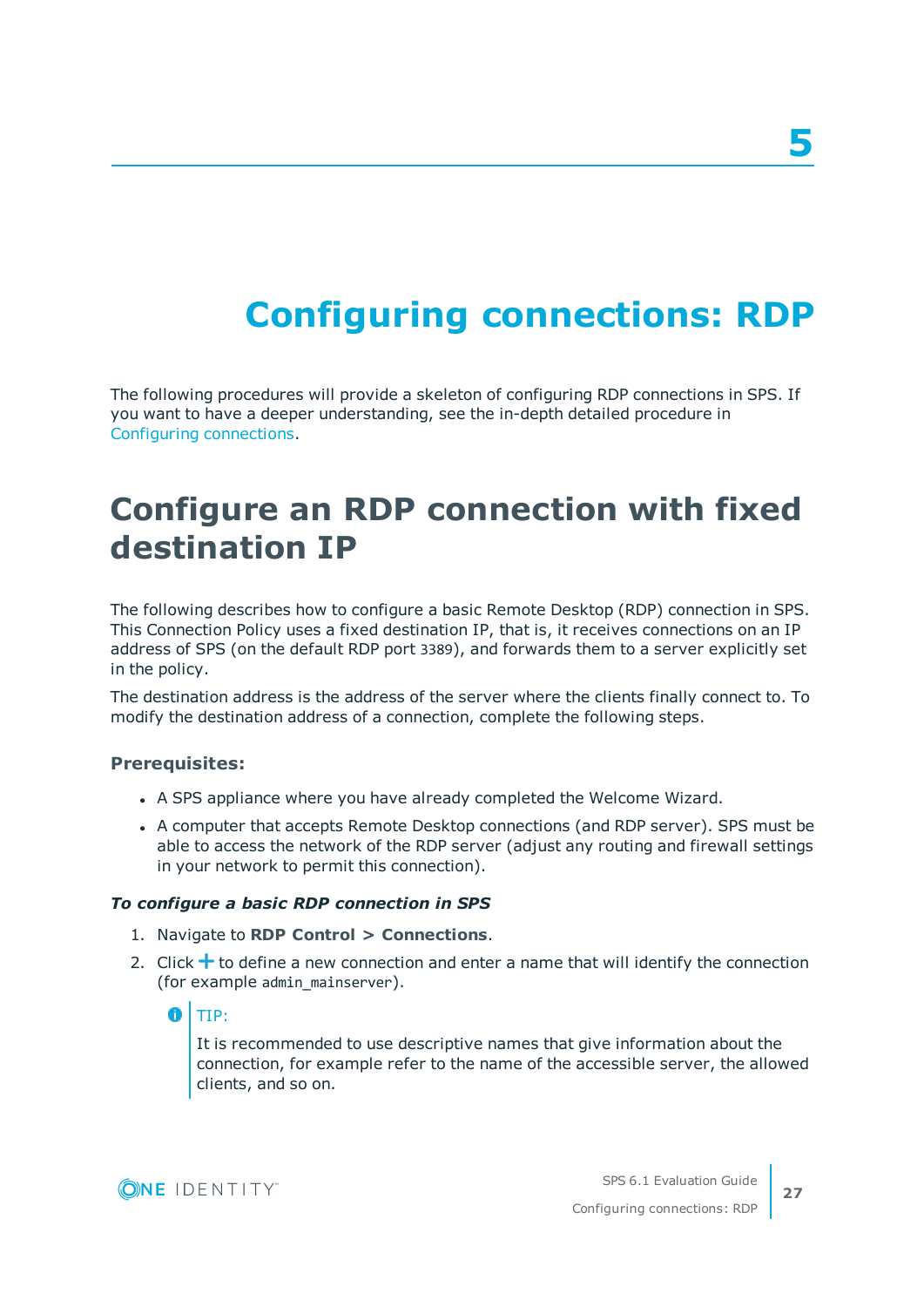# 5

# Configuring connections: RDP

The following procedures will provide a skeleton of configuring RDP connections in SPS. If you want to have a deeper understanding, see the in-depth detailed procedure in Configuring connections.

## Configure an RDP connection with fixed destination IP

The following describes how to configure a basic Remote Desktop (RDP) connection in SPS. This Connection Policy uses a fixed destination IP, that is, it receives connections on an IP address of SPS (on the default RDP port `3389`), and forwards them to a server explicitly set in the policy.

The destination address is the address of the server where the clients finally connect to. To modify the destination address of a connection, complete the following steps.

### Prerequisites:

- A SPS appliance where you have already completed the Welcome Wizard.
- A computer that accepts Remote Desktop connections (and RDP server). SPS must be able to access the network of the RDP server (adjust any routing and firewall settings in your network to permit this connection).

***To configure a basic RDP connection in SPS***

1. Navigate to **RDP Control > Connections**.
2. Click + to define a new connection and enter a name that will identify the connection (for example `admin_mainserver`).

   TIP:

   It is recommended to use descriptive names that give information about the connection, for example refer to the name of the accessible server, the allowed clients, and so on.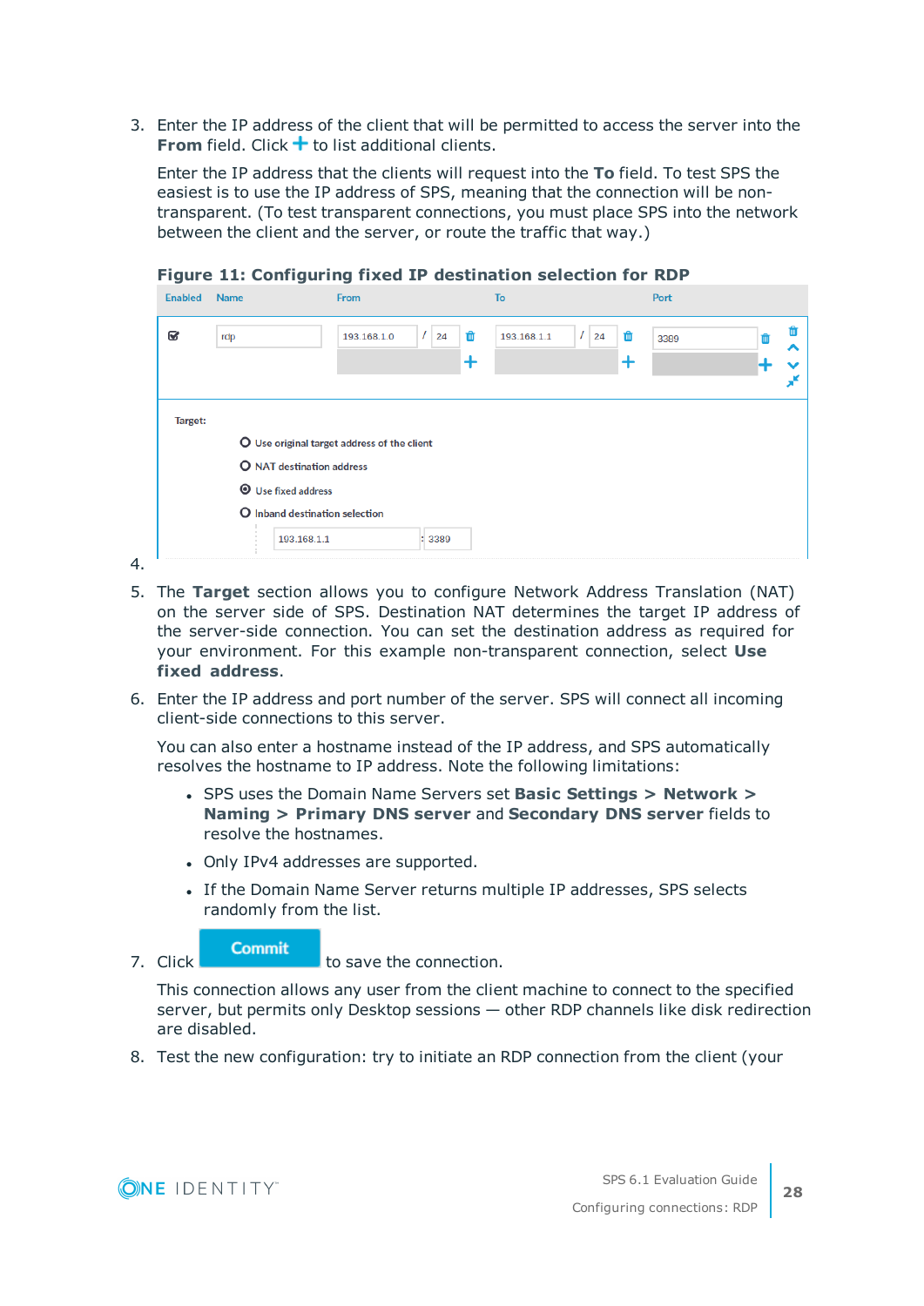3. Enter the IP address of the client that will be permitted to access the server into the **From** field. Click + to list additional clients.

   Enter the IP address that the clients will request into the **To** field. To test SPS the easiest is to use the IP address of SPS, meaning that the connection will be non-transparent. (To test transparent connections, you must place SPS into the network between the client and the server, or route the traffic that way.)

   **Figure 11: Configuring fixed IP destination selection for RDP**

4. 

5. The **Target** section allows you to configure Network Address Translation (NAT) on the server side of SPS. Destination NAT determines the target IP address of the server-side connection. You can set the destination address as required for your environment. For this example non-transparent connection, select **Use fixed address**.

6. Enter the IP address and port number of the server. SPS will connect all incoming client-side connections to this server.

   You can also enter a hostname instead of the IP address, and SPS automatically resolves the hostname to IP address. Note the following limitations:

   - SPS uses the Domain Name Servers set **Basic Settings > Network > Naming > Primary DNS server** and **Secondary DNS server** fields to resolve the hostnames.
   - Only IPv4 addresses are supported.
   - If the Domain Name Server returns multiple IP addresses, SPS selects randomly from the list.

7. Click **Commit** to save the connection.

   This connection allows any user from the client machine to connect to the specified server, but permits only Desktop sessions — other RDP channels like disk redirection are disabled.

8. Test the new configuration: try to initiate an RDP connection from the client (your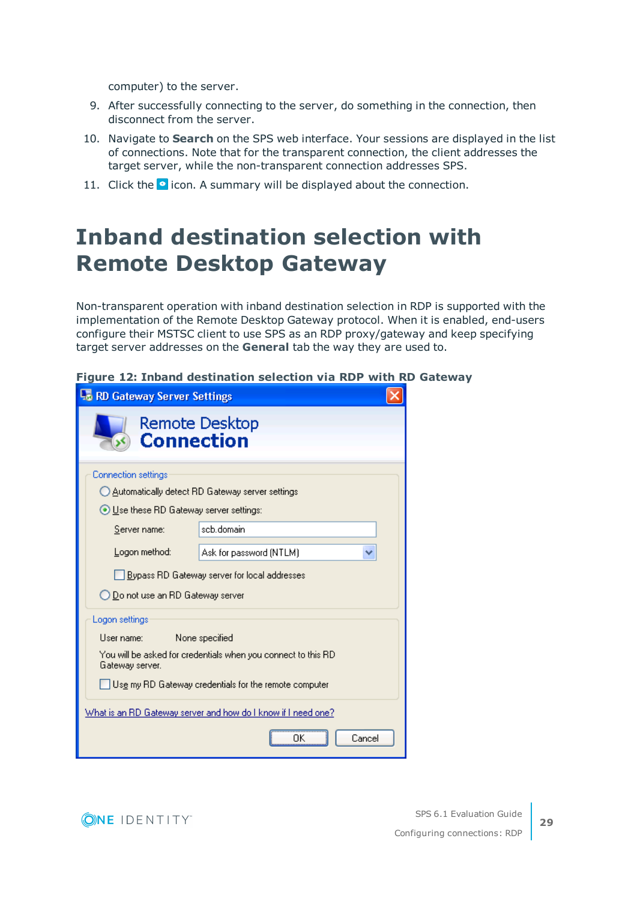computer) to the server.

9. After successfully connecting to the server, do something in the connection, then disconnect from the server.
10. Navigate to **Search** on the SPS web interface. Your sessions are displayed in the list of connections. Note that for the transparent connection, the client addresses the target server, while the non-transparent connection addresses SPS.
11. Click the icon. A summary will be displayed about the connection.

# Inband destination selection with Remote Desktop Gateway

Non-transparent operation with inband destination selection in RDP is supported with the implementation of the Remote Desktop Gateway protocol. When it is enabled, end-users configure their MSTSC client to use SPS as an RDP proxy/gateway and keep specifying target server addresses on the **General** tab the way they are used to.

**Figure 12: Inband destination selection via RDP with RD Gateway**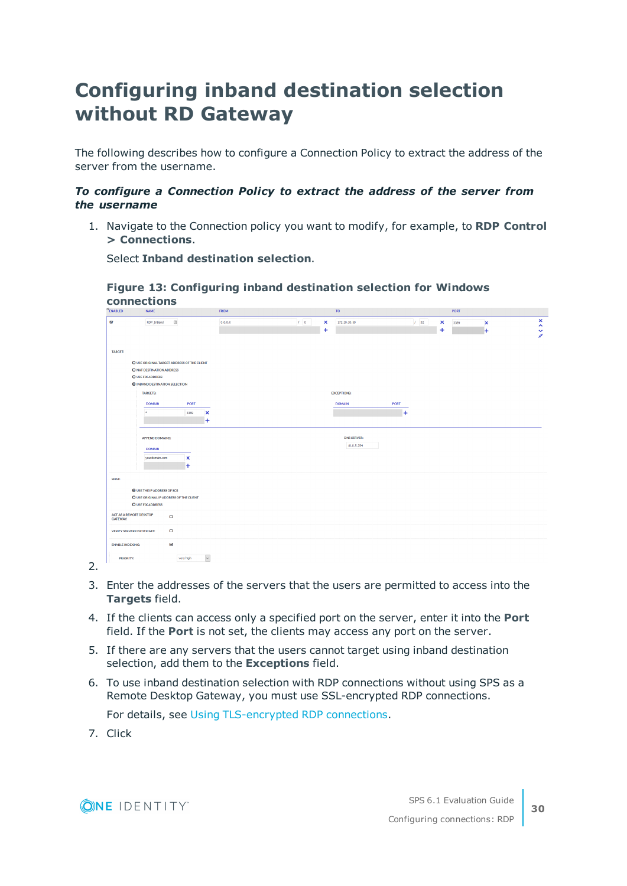# Configuring inband destination selection without RD Gateway

The following describes how to configure a Connection Policy to extract the address of the server from the username.

***To configure a Connection Policy to extract the address of the server from the username***

1. Navigate to the Connection policy you want to modify, for example, to **RDP Control > Connections**.

   Select **Inband destination selection**.

   **Figure 13: Configuring inband destination selection for Windows connections**

2. 
3. Enter the addresses of the servers that the users are permitted to access into the **Targets** field.
4. If the clients can access only a specified port on the server, enter it into the **Port** field. If the **Port** is not set, the clients may access any port on the server.
5. If there are any servers that the users cannot target using inband destination selection, add them to the **Exceptions** field.
6. To use inband destination selection with RDP connections without using SPS as a Remote Desktop Gateway, you must use SSL-encrypted RDP connections.

   For details, see Using TLS-encrypted RDP connections.
7. Click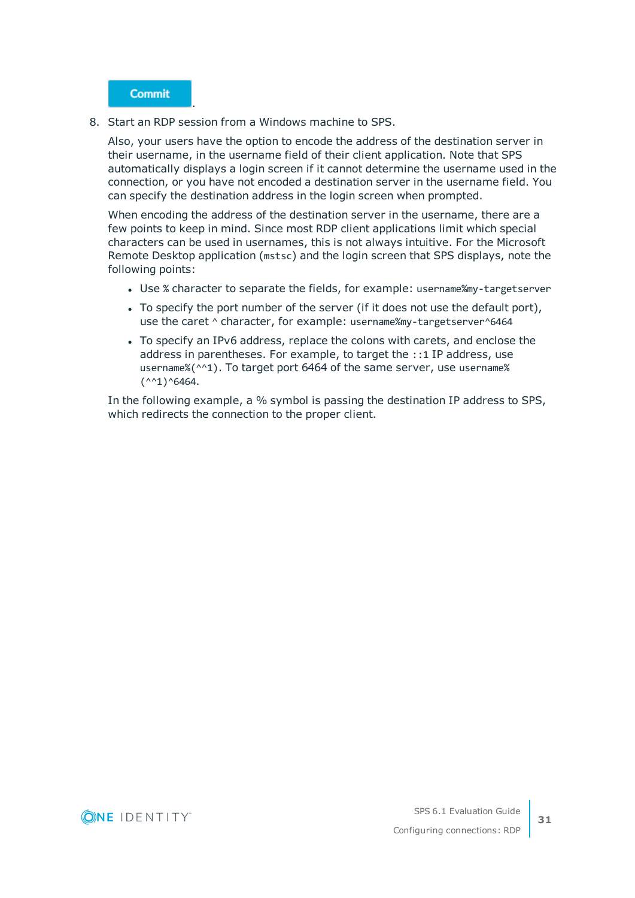Commit.

8. Start an RDP session from a Windows machine to SPS.

   Also, your users have the option to encode the address of the destination server in their username, in the username field of their client application. Note that SPS automatically displays a login screen if it cannot determine the username used in the connection, or you have not encoded a destination server in the username field. You can specify the destination address in the login screen when prompted.

   When encoding the address of the destination server in the username, there are a few points to keep in mind. Since most RDP client applications limit which special characters can be used in usernames, this is not always intuitive. For the Microsoft Remote Desktop application (`mstsc`) and the login screen that SPS displays, note the following points:

   - Use `%` character to separate the fields, for example: `username%my-targetserver`
   - To specify the port number of the server (if it does not use the default port), use the caret `^` character, for example: `username%my-targetserver^6464`
   - To specify an IPv6 address, replace the colons with carets, and enclose the address in parentheses. For example, to target the `::1` IP address, use `username%(^^1)`. To target port 6464 of the same server, use `username%(^^1)^6464`.

   In the following example, a % symbol is passing the destination IP address to SPS, which redirects the connection to the proper client.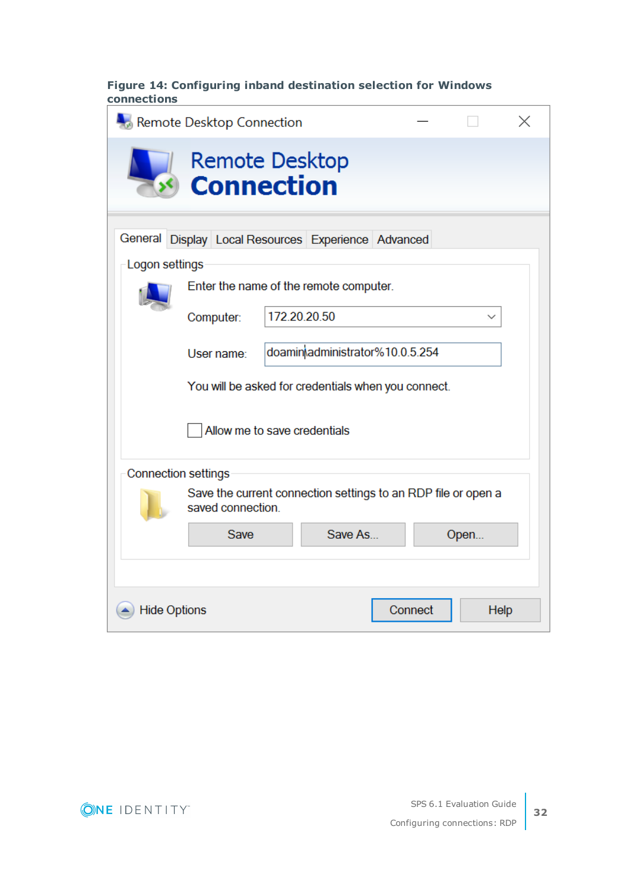**Figure 14: Configuring inband destination selection for Windows connections**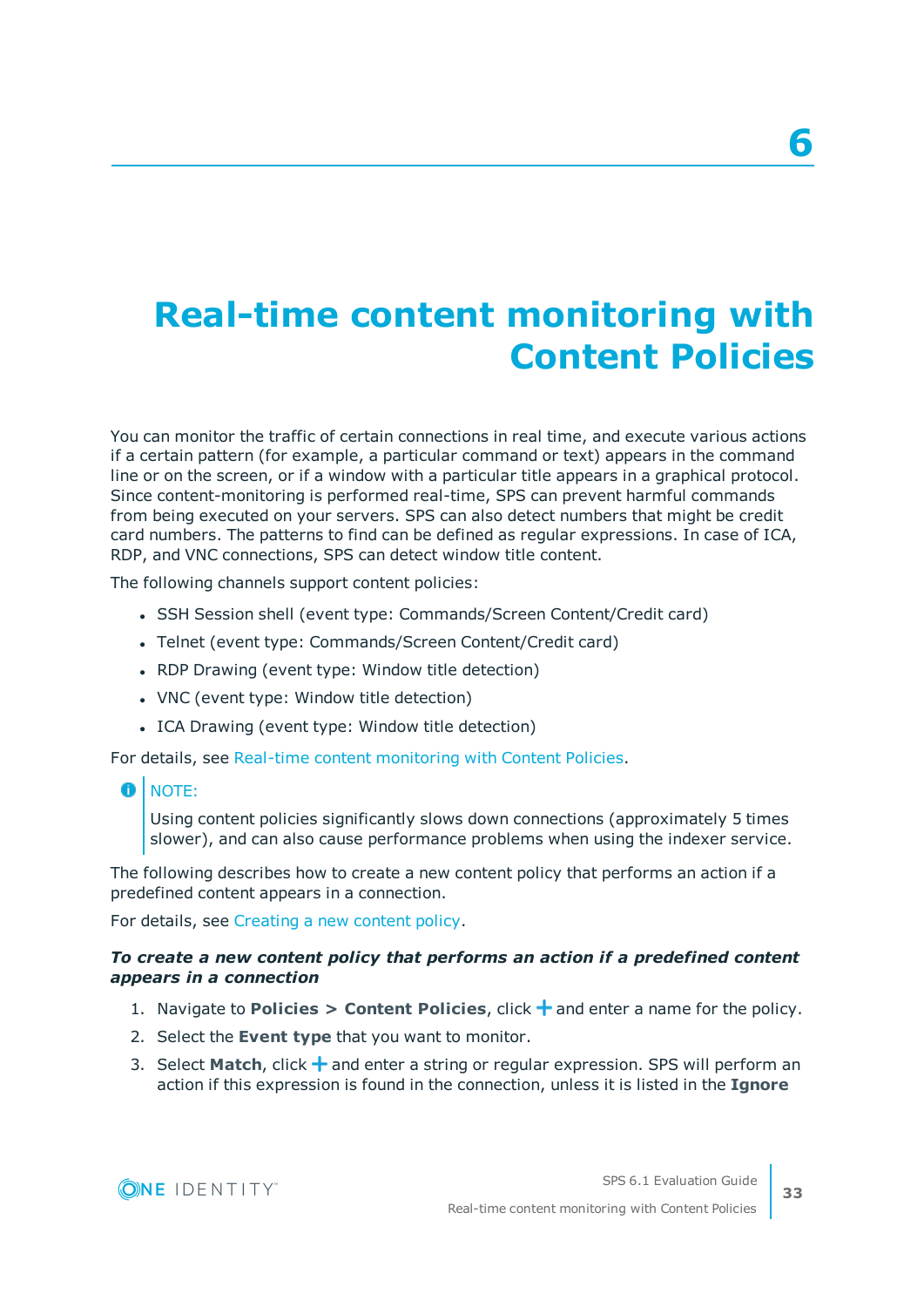# 6

# Real-time content monitoring with Content Policies

You can monitor the traffic of certain connections in real time, and execute various actions if a certain pattern (for example, a particular command or text) appears in the command line or on the screen, or if a window with a particular title appears in a graphical protocol. Since content-monitoring is performed real-time, SPS can prevent harmful commands from being executed on your servers. SPS can also detect numbers that might be credit card numbers. The patterns to find can be defined as regular expressions. In case of ICA, RDP, and VNC connections, SPS can detect window title content.

The following channels support content policies:

- SSH Session shell (event type: Commands/Screen Content/Credit card)
- Telnet (event type: Commands/Screen Content/Credit card)
- RDP Drawing (event type: Window title detection)
- VNC (event type: Window title detection)
- ICA Drawing (event type: Window title detection)

For details, see Real-time content monitoring with Content Policies.

> NOTE:
>
> Using content policies significantly slows down connections (approximately 5 times slower), and can also cause performance problems when using the indexer service.

The following describes how to create a new content policy that performs an action if a predefined content appears in a connection.

For details, see Creating a new content policy.

***To create a new content policy that performs an action if a predefined content appears in a connection***

1. Navigate to **Policies > Content Policies**, click + and enter a name for the policy.
2. Select the **Event type** that you want to monitor.
3. Select **Match**, click + and enter a string or regular expression. SPS will perform an action if this expression is found in the connection, unless it is listed in the **Ignore**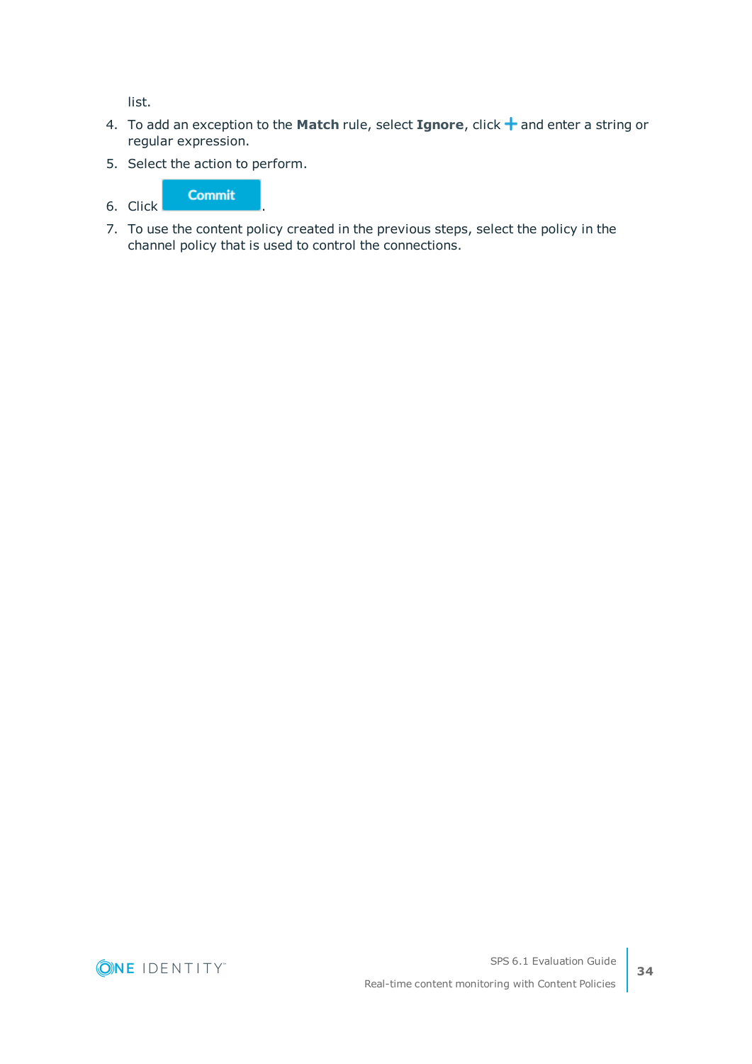list.

4. To add an exception to the **Match** rule, select **Ignore**, click + and enter a string or regular expression.
5. Select the action to perform.
6. Click **Commit**.
7. To use the content policy created in the previous steps, select the policy in the channel policy that is used to control the connections.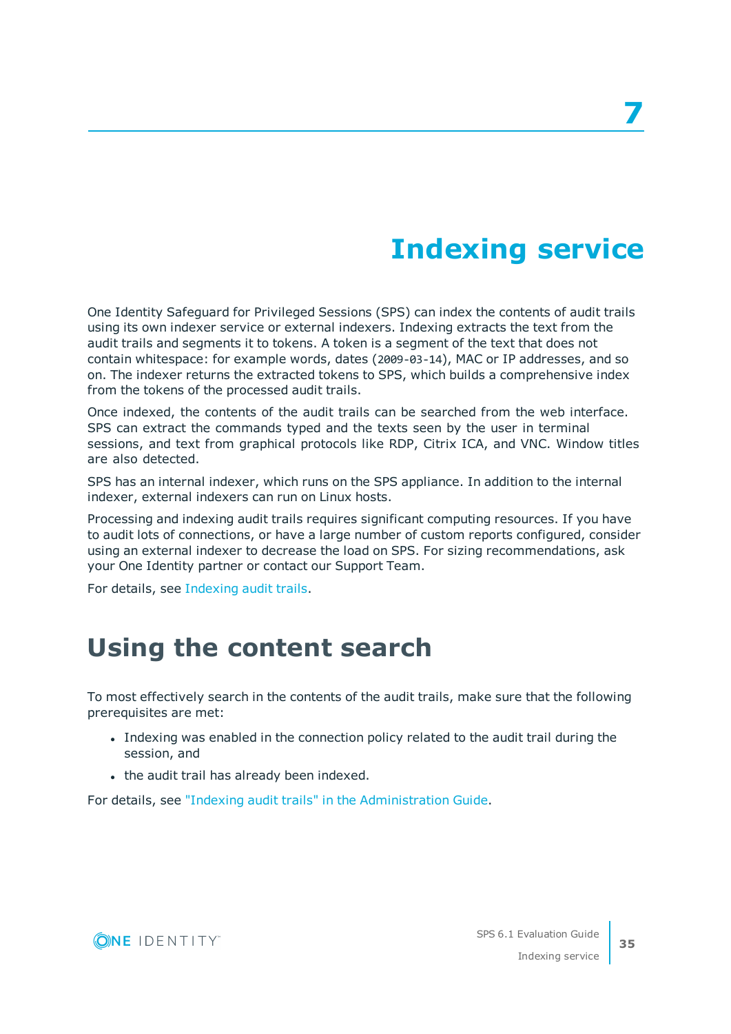# 7 Indexing service

One Identity Safeguard for Privileged Sessions (SPS) can index the contents of audit trails using its own indexer service or external indexers. Indexing extracts the text from the audit trails and segments it to tokens. A token is a segment of the text that does not contain whitespace: for example words, dates (`2009-03-14`), MAC or IP addresses, and so on. The indexer returns the extracted tokens to SPS, which builds a comprehensive index from the tokens of the processed audit trails.

Once indexed, the contents of the audit trails can be searched from the web interface. SPS can extract the commands typed and the texts seen by the user in terminal sessions, and text from graphical protocols like RDP, Citrix ICA, and VNC. Window titles are also detected.

SPS has an internal indexer, which runs on the SPS appliance. In addition to the internal indexer, external indexers can run on Linux hosts.

Processing and indexing audit trails requires significant computing resources. If you have to audit lots of connections, or have a large number of custom reports configured, consider using an external indexer to decrease the load on SPS. For sizing recommendations, ask your One Identity partner or contact our Support Team.

For details, see Indexing audit trails.

## Using the content search

To most effectively search in the contents of the audit trails, make sure that the following prerequisites are met:

- Indexing was enabled in the connection policy related to the audit trail during the session, and
- the audit trail has already been indexed.

For details, see "Indexing audit trails" in the Administration Guide.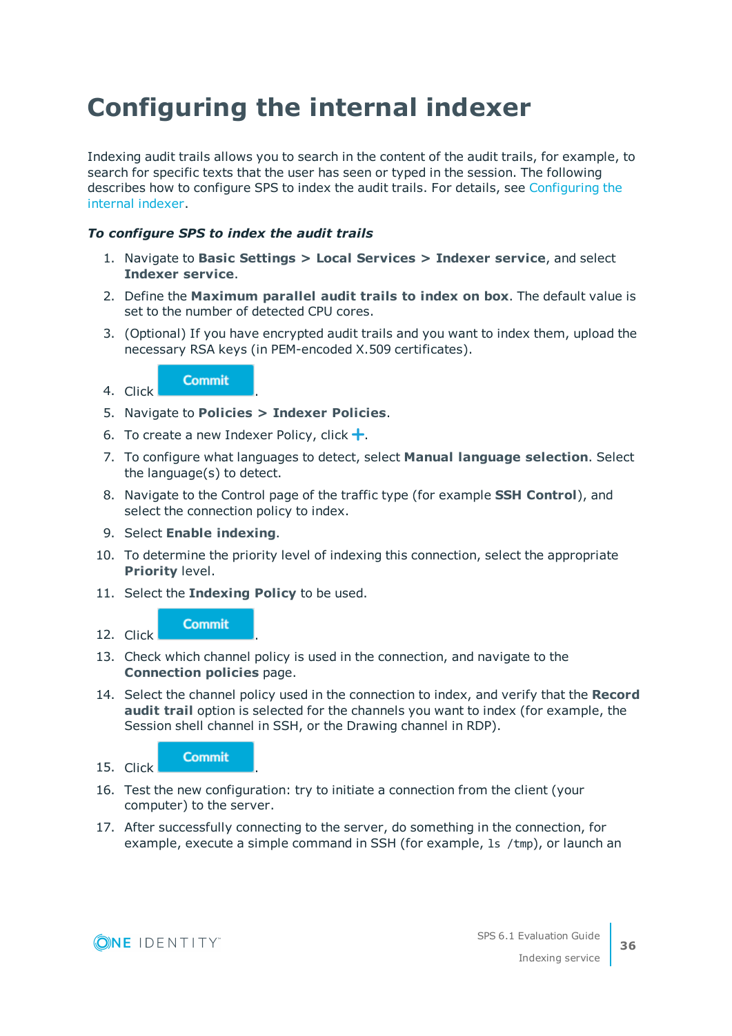# Configuring the internal indexer

Indexing audit trails allows you to search in the content of the audit trails, for example, to search for specific texts that the user has seen or typed in the session. The following describes how to configure SPS to index the audit trails. For details, see Configuring the internal indexer.

***To configure SPS to index the audit trails***

1. Navigate to **Basic Settings > Local Services > Indexer service**, and select **Indexer service**.
2. Define the **Maximum parallel audit trails to index on box**. The default value is set to the number of detected CPU cores.
3. (Optional) If you have encrypted audit trails and you want to index them, upload the necessary RSA keys (in PEM-encoded X.509 certificates).
4. Click **Commit**.
5. Navigate to **Policies > Indexer Policies**.
6. To create a new Indexer Policy, click **+**.
7. To configure what languages to detect, select **Manual language selection**. Select the language(s) to detect.
8. Navigate to the Control page of the traffic type (for example **SSH Control**), and select the connection policy to index.
9. Select **Enable indexing**.
10. To determine the priority level of indexing this connection, select the appropriate **Priority** level.
11. Select the **Indexing Policy** to be used.
12. Click **Commit**.
13. Check which channel policy is used in the connection, and navigate to the **Connection policies** page.
14. Select the channel policy used in the connection to index, and verify that the **Record audit trail** option is selected for the channels you want to index (for example, the Session shell channel in SSH, or the Drawing channel in RDP).
15. Click **Commit**.
16. Test the new configuration: try to initiate a connection from the client (your computer) to the server.
17. After successfully connecting to the server, do something in the connection, for example, execute a simple command in SSH (for example, `ls /tmp`), or launch an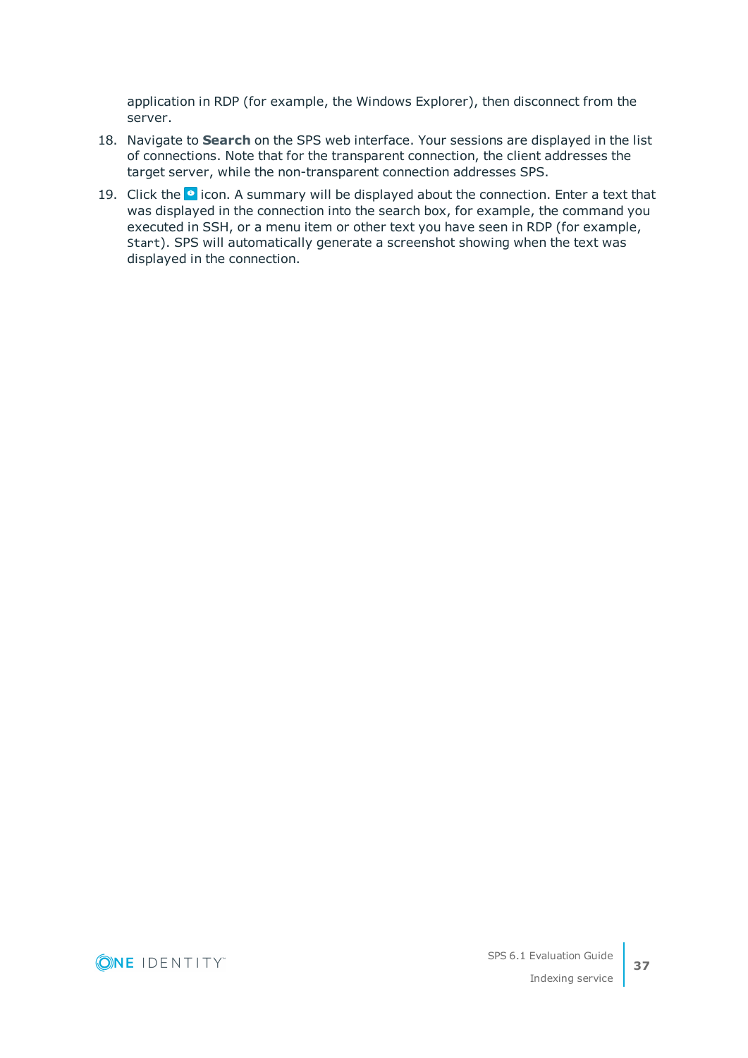application in RDP (for example, the Windows Explorer), then disconnect from the server.

18. Navigate to **Search** on the SPS web interface. Your sessions are displayed in the list of connections. Note that for the transparent connection, the client addresses the target server, while the non-transparent connection addresses SPS.
19. Click the icon. A summary will be displayed about the connection. Enter a text that was displayed in the connection into the search box, for example, the command you executed in SSH, or a menu item or other text you have seen in RDP (for example, `Start`). SPS will automatically generate a screenshot showing when the text was displayed in the connection.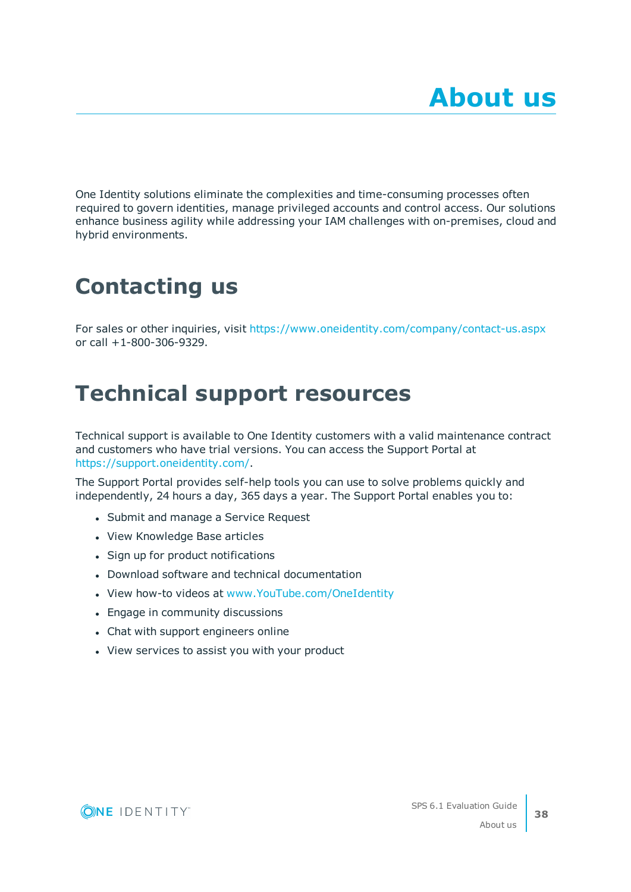# About us

One Identity solutions eliminate the complexities and time-consuming processes often required to govern identities, manage privileged accounts and control access. Our solutions enhance business agility while addressing your IAM challenges with on-premises, cloud and hybrid environments.

## Contacting us

For sales or other inquiries, visit https://www.oneidentity.com/company/contact-us.aspx or call +1-800-306-9329.

## Technical support resources

Technical support is available to One Identity customers with a valid maintenance contract and customers who have trial versions. You can access the Support Portal at https://support.oneidentity.com/.

The Support Portal provides self-help tools you can use to solve problems quickly and independently, 24 hours a day, 365 days a year. The Support Portal enables you to:

- Submit and manage a Service Request
- View Knowledge Base articles
- Sign up for product notifications
- Download software and technical documentation
- View how-to videos at www.YouTube.com/OneIdentity
- Engage in community discussions
- Chat with support engineers online
- View services to assist you with your product